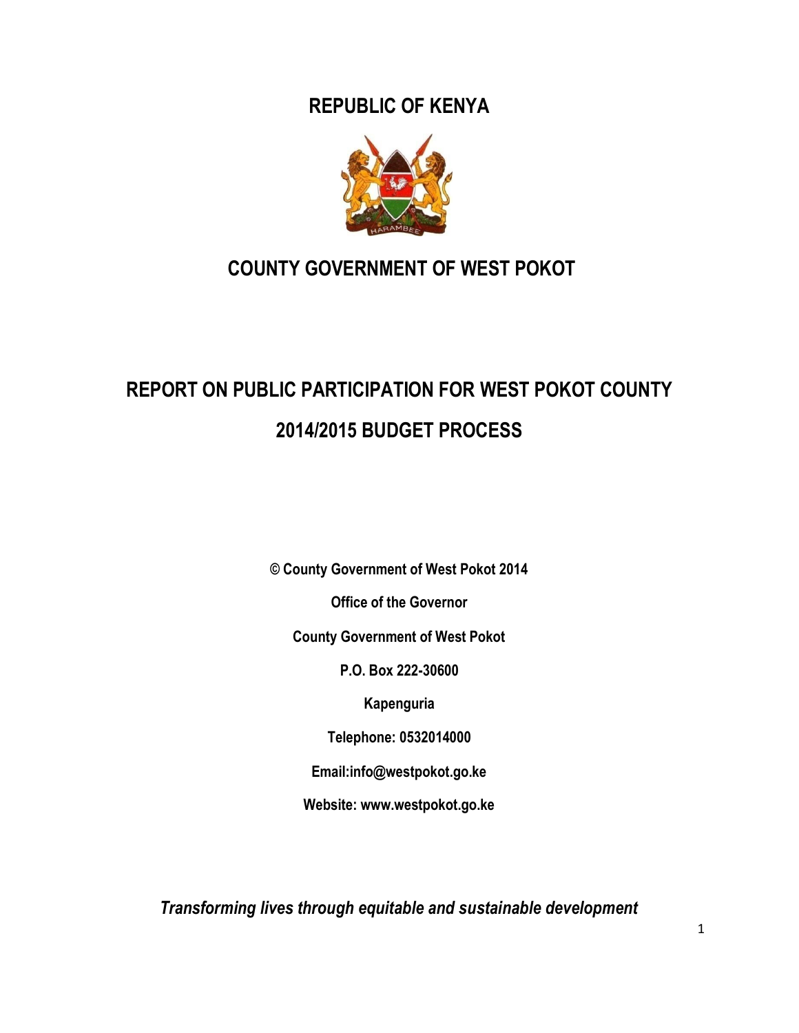# REPUBLIC OF KENYA

# COUNTY GOVERNMENT OF WEST POKOT

# REPORT ON PUBLIC PARTICIPATION FOR WEST POKOT COUNTY 2014/2015 BUDGET PROCESS

**© County Government of West Pokot 2014**

**Office of the Governor**

**County Government of West Pokot**

**P.O. Box 222-30600**

**Kapenguria**

**Telephone: 0532014000**

**Email:info@westpokot.go.ke**

**Website: www.westpokot.go.ke**

***Transforming lives through equitable and sustainable development***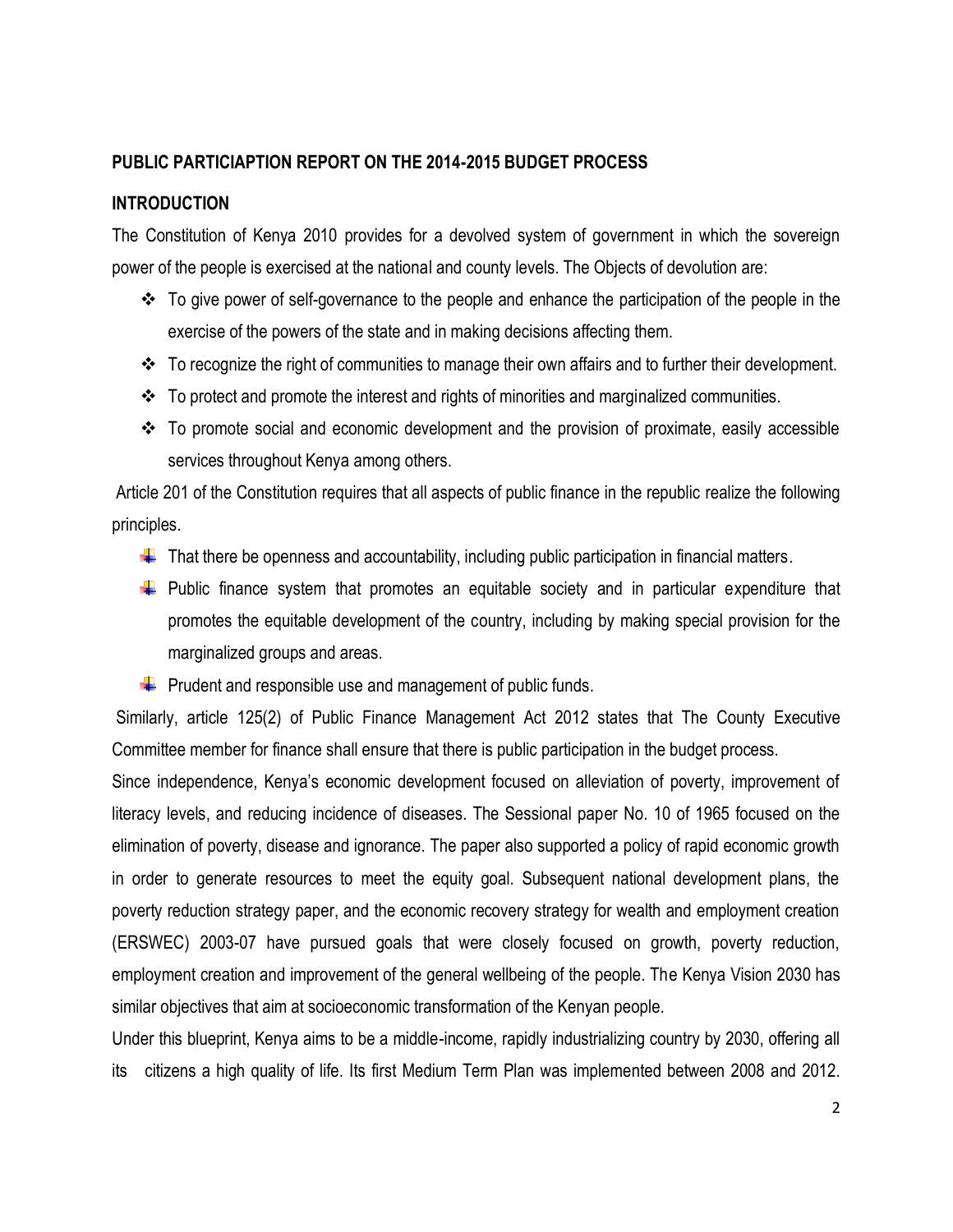## PUBLIC PARTICIAPTION REPORT ON THE 2014-2015 BUDGET PROCESS

### INTRODUCTION

The Constitution of Kenya 2010 provides for a devolved system of government in which the sovereign power of the people is exercised at the national and county levels. The Objects of devolution are:

- To give power of self-governance to the people and enhance the participation of the people in the exercise of the powers of the state and in making decisions affecting them.
- To recognize the right of communities to manage their own affairs and to further their development.
- To protect and promote the interest and rights of minorities and marginalized communities.
- To promote social and economic development and the provision of proximate, easily accessible services throughout Kenya among others.

Article 201 of the Constitution requires that all aspects of public finance in the republic realize the following principles.

- That there be openness and accountability, including public participation in financial matters.
- Public finance system that promotes an equitable society and in particular expenditure that promotes the equitable development of the country, including by making special provision for the marginalized groups and areas.
- Prudent and responsible use and management of public funds.

Similarly, article 125(2) of Public Finance Management Act 2012 states that The County Executive Committee member for finance shall ensure that there is public participation in the budget process.

Since independence, Kenya's economic development focused on alleviation of poverty, improvement of literacy levels, and reducing incidence of diseases. The Sessional paper No. 10 of 1965 focused on the elimination of poverty, disease and ignorance. The paper also supported a policy of rapid economic growth in order to generate resources to meet the equity goal. Subsequent national development plans, the poverty reduction strategy paper, and the economic recovery strategy for wealth and employment creation (ERSWEC) 2003-07 have pursued goals that were closely focused on growth, poverty reduction, employment creation and improvement of the general wellbeing of the people. The Kenya Vision 2030 has similar objectives that aim at socioeconomic transformation of the Kenyan people.

Under this blueprint, Kenya aims to be a middle-income, rapidly industrializing country by 2030, offering all its citizens a high quality of life. Its first Medium Term Plan was implemented between 2008 and 2012.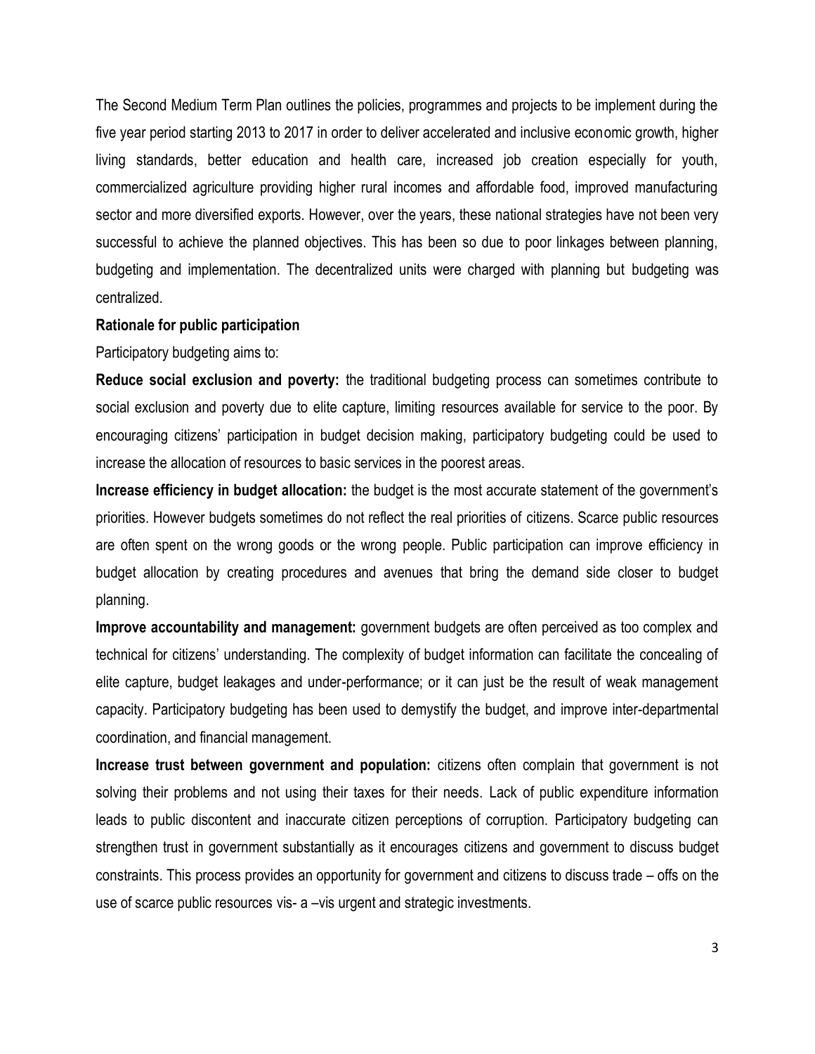The Second Medium Term Plan outlines the policies, programmes and projects to be implement during the five year period starting 2013 to 2017 in order to deliver accelerated and inclusive economic growth, higher living standards, better education and health care, increased job creation especially for youth, commercialized agriculture providing higher rural incomes and affordable food, improved manufacturing sector and more diversified exports. However, over the years, these national strategies have not been very successful to achieve the planned objectives. This has been so due to poor linkages between planning, budgeting and implementation. The decentralized units were charged with planning but budgeting was centralized.

**Rationale for public participation**

Participatory budgeting aims to:

**Reduce social exclusion and poverty:** the traditional budgeting process can sometimes contribute to social exclusion and poverty due to elite capture, limiting resources available for service to the poor. By encouraging citizens' participation in budget decision making, participatory budgeting could be used to increase the allocation of resources to basic services in the poorest areas.

**Increase efficiency in budget allocation:** the budget is the most accurate statement of the government's priorities. However budgets sometimes do not reflect the real priorities of citizens. Scarce public resources are often spent on the wrong goods or the wrong people. Public participation can improve efficiency in budget allocation by creating procedures and avenues that bring the demand side closer to budget planning.

**Improve accountability and management:** government budgets are often perceived as too complex and technical for citizens' understanding. The complexity of budget information can facilitate the concealing of elite capture, budget leakages and under-performance; or it can just be the result of weak management capacity. Participatory budgeting has been used to demystify the budget, and improve inter-departmental coordination, and financial management.

**Increase trust between government and population:** citizens often complain that government is not solving their problems and not using their taxes for their needs. Lack of public expenditure information leads to public discontent and inaccurate citizen perceptions of corruption. Participatory budgeting can strengthen trust in government substantially as it encourages citizens and government to discuss budget constraints. This process provides an opportunity for government and citizens to discuss trade – offs on the use of scarce public resources vis- a –vis urgent and strategic investments.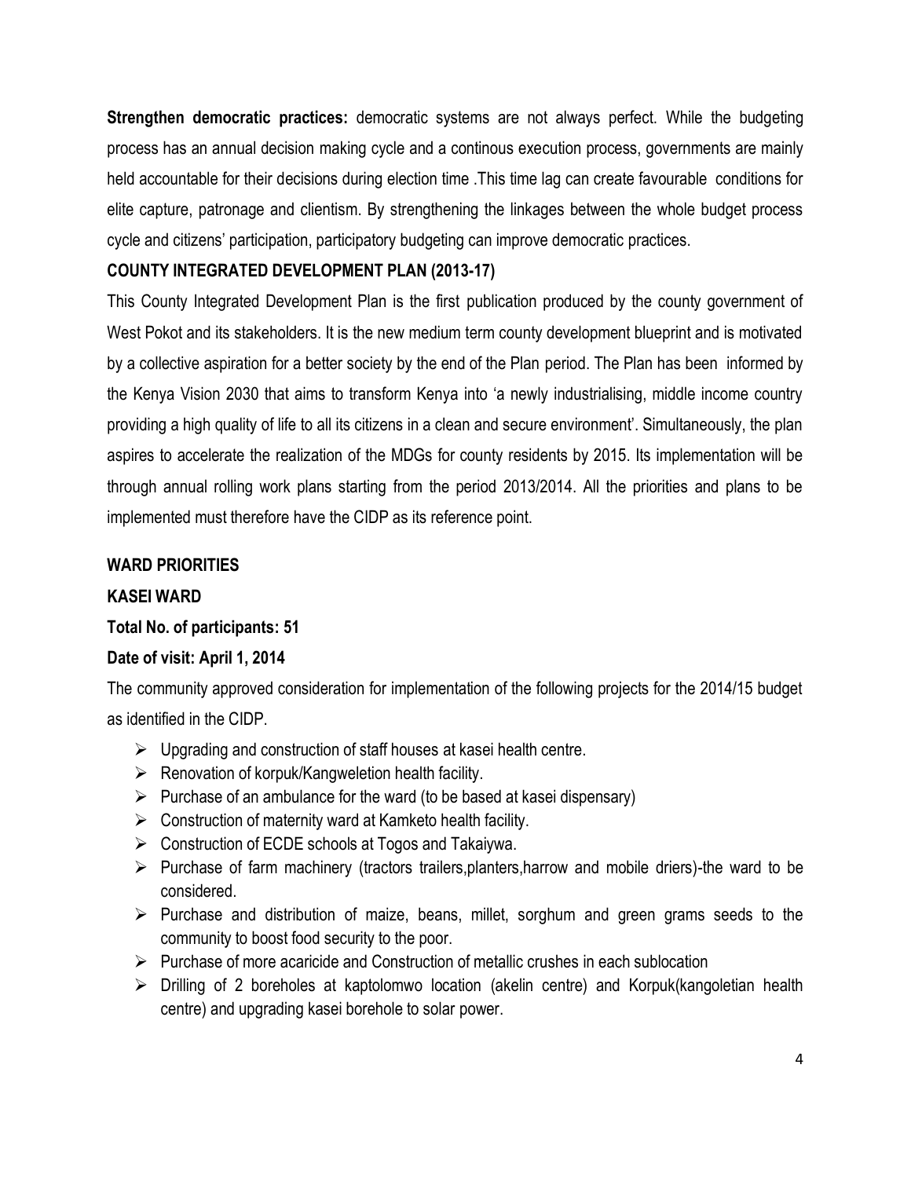**Strengthen democratic practices:** democratic systems are not always perfect. While the budgeting process has an annual decision making cycle and a continous execution process, governments are mainly held accountable for their decisions during election time .This time lag can create favourable conditions for elite capture, patronage and clientism. By strengthening the linkages between the whole budget process cycle and citizens' participation, participatory budgeting can improve democratic practices.

## COUNTY INTEGRATED DEVELOPMENT PLAN (2013-17)

This County Integrated Development Plan is the first publication produced by the county government of West Pokot and its stakeholders. It is the new medium term county development blueprint and is motivated by a collective aspiration for a better society by the end of the Plan period. The Plan has been informed by the Kenya Vision 2030 that aims to transform Kenya into 'a newly industrialising, middle income country providing a high quality of life to all its citizens in a clean and secure environment'. Simultaneously, the plan aspires to accelerate the realization of the MDGs for county residents by 2015. Its implementation will be through annual rolling work plans starting from the period 2013/2014. All the priorities and plans to be implemented must therefore have the CIDP as its reference point.

## WARD PRIORITIES

### KASEI WARD

**Total No. of participants: 51**

**Date of visit: April 1, 2014**

The community approved consideration for implementation of the following projects for the 2014/15 budget as identified in the CIDP.

- Upgrading and construction of staff houses at kasei health centre.
- Renovation of korpuk/Kangweletion health facility.
- Purchase of an ambulance for the ward (to be based at kasei dispensary)
- Construction of maternity ward at Kamketo health facility.
- Construction of ECDE schools at Togos and Takaiywa.
- Purchase of farm machinery (tractors trailers,planters,harrow and mobile driers)-the ward to be considered.
- Purchase and distribution of maize, beans, millet, sorghum and green grams seeds to the community to boost food security to the poor.
- Purchase of more acaricide and Construction of metallic crushes in each sublocation
- Drilling of 2 boreholes at kaptolomwo location (akelin centre) and Korpuk(kangoletian health centre) and upgrading kasei borehole to solar power.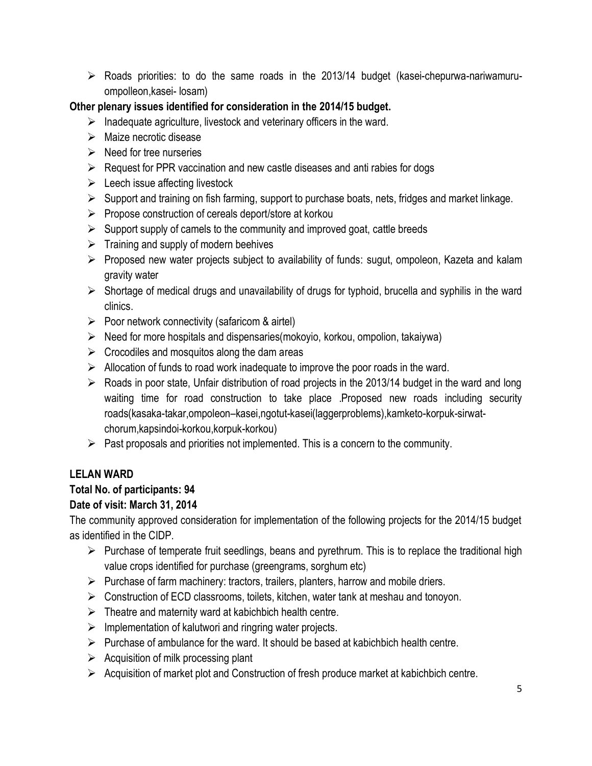- Roads priorities: to do the same roads in the 2013/14 budget (kasei-chepurwa-nariwamuru-ompolleon,kasei- losam)

**Other plenary issues identified for consideration in the 2014/15 budget.**

- Inadequate agriculture, livestock and veterinary officers in the ward.
- Maize necrotic disease
- Need for tree nurseries
- Request for PPR vaccination and new castle diseases and anti rabies for dogs
- Leech issue affecting livestock
- Support and training on fish farming, support to purchase boats, nets, fridges and market linkage.
- Propose construction of cereals deport/store at korkou
- Support supply of camels to the community and improved goat, cattle breeds
- Training and supply of modern beehives
- Proposed new water projects subject to availability of funds: sugut, ompoleon, Kazeta and kalam gravity water
- Shortage of medical drugs and unavailability of drugs for typhoid, brucella and syphilis in the ward clinics.
- Poor network connectivity (safaricom & airtel)
- Need for more hospitals and dispensaries(mokoyio, korkou, ompolion, takaiywa)
- Crocodiles and mosquitos along the dam areas
- Allocation of funds to road work inadequate to improve the poor roads in the ward.
- Roads in poor state, Unfair distribution of road projects in the 2013/14 budget in the ward and long waiting time for road construction to take place .Proposed new roads including security roads(kasaka-takar,ompoleon–kasei,ngotut-kasei(laggerproblems),kamketo-korpuk-sirwat-chorum,kapsindoi-korkou,korpuk-korkou)
- Past proposals and priorities not implemented. This is a concern to the community.

**LELAN WARD**

**Total No. of participants: 94**

**Date of visit: March 31, 2014**

The community approved consideration for implementation of the following projects for the 2014/15 budget as identified in the CIDP.

- Purchase of temperate fruit seedlings, beans and pyrethrum. This is to replace the traditional high value crops identified for purchase (greengrams, sorghum etc)
- Purchase of farm machinery: tractors, trailers, planters, harrow and mobile driers.
- Construction of ECD classrooms, toilets, kitchen, water tank at meshau and tonoyon.
- Theatre and maternity ward at kabichbich health centre.
- Implementation of kalutwori and ringring water projects.
- Purchase of ambulance for the ward. It should be based at kabichbich health centre.
- Acquisition of milk processing plant
- Acquisition of market plot and Construction of fresh produce market at kabichbich centre.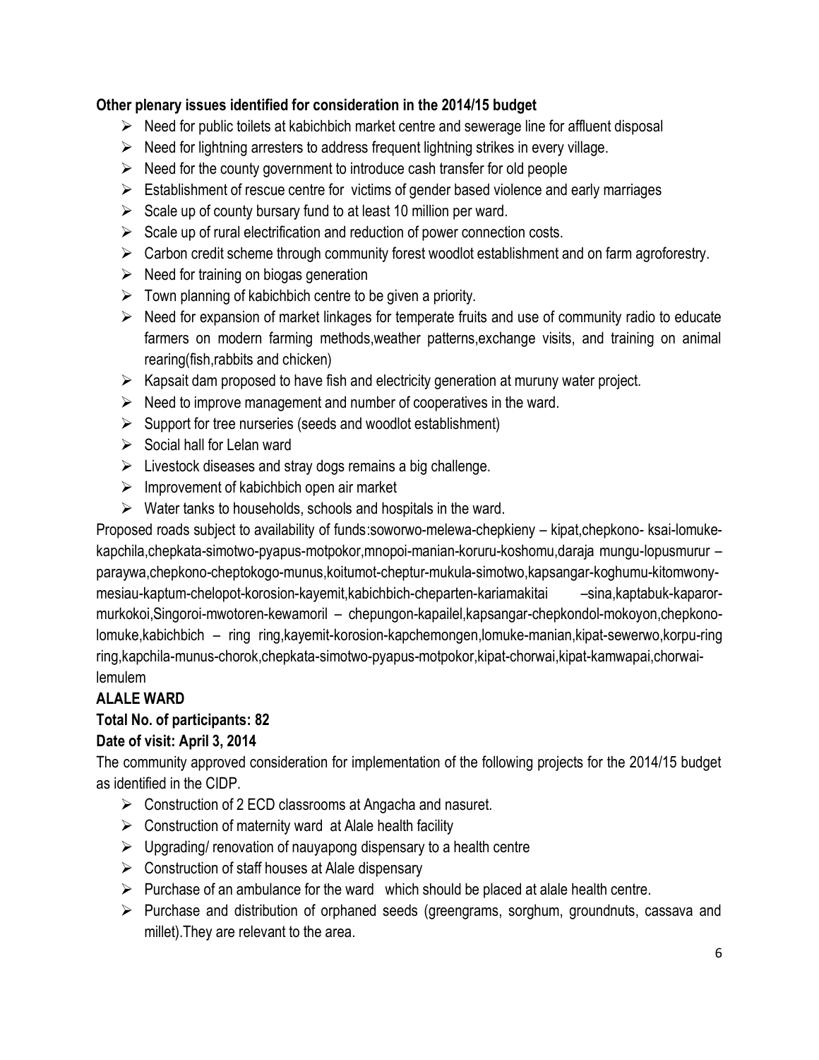**Other plenary issues identified for consideration in the 2014/15 budget**

- Need for public toilets at kabichbich market centre and sewerage line for affluent disposal
- Need for lightning arresters to address frequent lightning strikes in every village.
- Need for the county government to introduce cash transfer for old people
- Establishment of rescue centre for victims of gender based violence and early marriages
- Scale up of county bursary fund to at least 10 million per ward.
- Scale up of rural electrification and reduction of power connection costs.
- Carbon credit scheme through community forest woodlot establishment and on farm agroforestry.
- Need for training on biogas generation
- Town planning of kabichbich centre to be given a priority.
- Need for expansion of market linkages for temperate fruits and use of community radio to educate farmers on modern farming methods,weather patterns,exchange visits, and training on animal rearing(fish,rabbits and chicken)
- Kapsait dam proposed to have fish and electricity generation at muruny water project.
- Need to improve management and number of cooperatives in the ward.
- Support for tree nurseries (seeds and woodlot establishment)
- Social hall for Lelan ward
- Livestock diseases and stray dogs remains a big challenge.
- Improvement of kabichbich open air market
- Water tanks to households, schools and hospitals in the ward.

Proposed roads subject to availability of funds:soworwo-melewa-chepkieny – kipat,chepkono- ksai-lomuke-kapchila,chepkata-simotwo-pyapus-motpokor,mnopoi-manian-koruru-koshomu,daraja mungu-lopusmurur – paraywa,chepkono-cheptokogo-munus,koitumot-cheptur-mukula-simotwo,kapsangar-koghumu-kitomwony-mesiau-kaptum-chelopot-korosion-kayemit,kabichbich-cheparten-kariamakitai –sina,kaptabuk-kaparor-murkokoi,Singoroi-mwotoren-kewamoril – chepungon-kapailel,kapsangar-chepkondol-mokoyon,chepkono-lomuke,kabichbich – ring ring,kayemit-korosion-kapchemongen,lomuke-manian,kipat-sewerwo,korpu-ring ring,kapchila-munus-chorok,chepkata-simotwo-pyapus-motpokor,kipat-chorwai,kipat-kamwapai,chorwai-lemulem

**ALALE WARD**

**Total No. of participants: 82**

**Date of visit: April 3, 2014**

The community approved consideration for implementation of the following projects for the 2014/15 budget as identified in the CIDP.

- Construction of 2 ECD classrooms at Angacha and nasuret.
- Construction of maternity ward at Alale health facility
- Upgrading/ renovation of nauyapong dispensary to a health centre
- Construction of staff houses at Alale dispensary
- Purchase of an ambulance for the ward which should be placed at alale health centre.
- Purchase and distribution of orphaned seeds (greengrams, sorghum, groundnuts, cassava and millet).They are relevant to the area.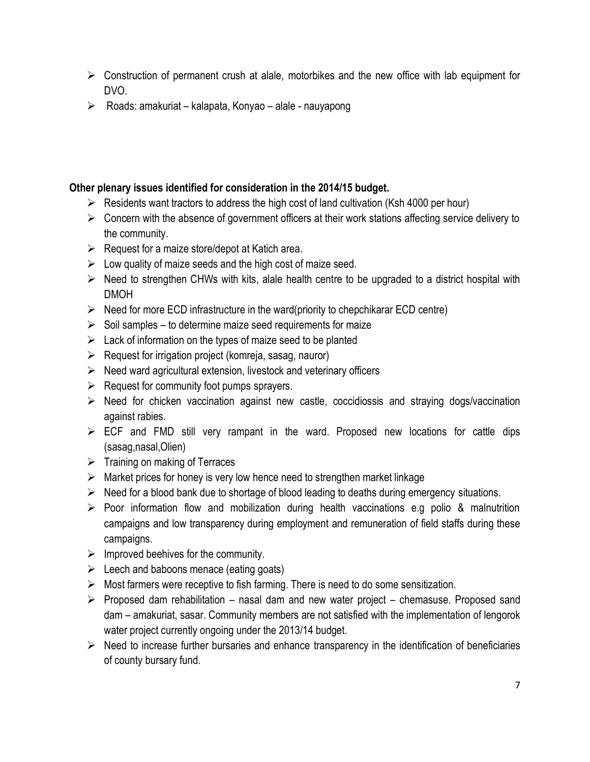- Construction of permanent crush at alale, motorbikes and the new office with lab equipment for DVO.
- Roads: amakuriat – kalapata, Konyao – alale - nauyapong

**Other plenary issues identified for consideration in the 2014/15 budget.**

- Residents want tractors to address the high cost of land cultivation (Ksh 4000 per hour)
- Concern with the absence of government officers at their work stations affecting service delivery to the community.
- Request for a maize store/depot at Katich area.
- Low quality of maize seeds and the high cost of maize seed.
- Need to strengthen CHWs with kits, alale health centre to be upgraded to a district hospital with DMOH
- Need for more ECD infrastructure in the ward(priority to chepchikarar ECD centre)
- Soil samples – to determine maize seed requirements for maize
- Lack of information on the types of maize seed to be planted
- Request for irrigation project (komreja, sasag, nauror)
- Need ward agricultural extension, livestock and veterinary officers
- Request for community foot pumps sprayers.
- Need for chicken vaccination against new castle, coccidiossis and straying dogs/vaccination against rabies.
- ECF and FMD still very rampant in the ward. Proposed new locations for cattle dips (sasag,nasal,Olien)
- Training on making of Terraces
- Market prices for honey is very low hence need to strengthen market linkage
- Need for a blood bank due to shortage of blood leading to deaths during emergency situations.
- Poor information flow and mobilization during health vaccinations e.g polio & malnutrition campaigns and low transparency during employment and remuneration of field staffs during these campaigns.
- Improved beehives for the community.
- Leech and baboons menace (eating goats)
- Most farmers were receptive to fish farming. There is need to do some sensitization.
- Proposed dam rehabilitation – nasal dam and new water project – chemasuse. Proposed sand dam – amakuriat, sasar. Community members are not satisfied with the implementation of lengorok water project currently ongoing under the 2013/14 budget.
- Need to increase further bursaries and enhance transparency in the identification of beneficiaries of county bursary fund.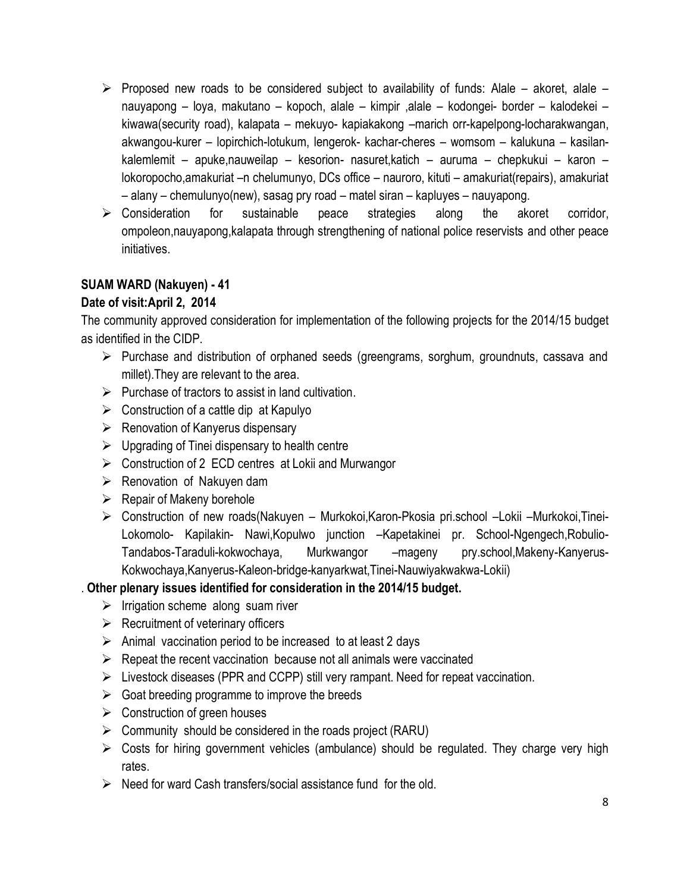- Proposed new roads to be considered subject to availability of funds: Alale – akoret, alale – nauyapong – loya, makutano – kopoch, alale – kimpir ,alale – kodongei- border – kalodekei – kiwawa(security road), kalapata – mekuyo- kapiakakong –marich orr-kapelpong-locharakwangan, akwangou-kurer – lopirchich-lotukum, lengerok- kachar-cheres – womsom – kalukuna – kasilan-kalemlemit – apuke,nauweilap – kesorion- nasuret,katich – auruma – chepkukui – karon – lokoropocho,amakuriat –n chelumunyo, DCs office – nauroro, kituti – amakuriat(repairs), amakuriat – alany – chemulunyo(new), sasag pry road – matel siran – kapluyes – nauyapong.
- Consideration for sustainable peace strategies along the akoret corridor, ompoleon,nauyapong,kalapata through strengthening of national police reservists and other peace initiatives.

**SUAM WARD (Nakuyen) - 41**

**Date of visit:April 2, 2014**

The community approved consideration for implementation of the following projects for the 2014/15 budget as identified in the CIDP.

- Purchase and distribution of orphaned seeds (greengrams, sorghum, groundnuts, cassava and millet).They are relevant to the area.
- Purchase of tractors to assist in land cultivation.
- Construction of a cattle dip at Kapulyo
- Renovation of Kanyerus dispensary
- Upgrading of Tinei dispensary to health centre
- Construction of 2 ECD centres at Lokii and Murwangor
- Renovation of Nakuyen dam
- Repair of Makeny borehole
- Construction of new roads(Nakuyen – Murkokoi,Karon-Pkosia pri.school –Lokii –Murkokoi,Tinei-Lokomolo- Kapilakin- Nawi,Kopulwo junction –Kapetakinei pr. School-Ngengech,Robulio-Tandabos-Taraduli-kokwochaya, Murkwangor –mageny pry.school,Makeny-Kanyerus-Kokwochaya,Kanyerus-Kaleon-bridge-kanyarkwat,Tinei-Nauwiyakwakwa-Lokii)

. **Other plenary issues identified for consideration in the 2014/15 budget.**

- Irrigation scheme along suam river
- Recruitment of veterinary officers
- Animal vaccination period to be increased to at least 2 days
- Repeat the recent vaccination because not all animals were vaccinated
- Livestock diseases (PPR and CCPP) still very rampant. Need for repeat vaccination.
- Goat breeding programme to improve the breeds
- Construction of green houses
- Community should be considered in the roads project (RARU)
- Costs for hiring government vehicles (ambulance) should be regulated. They charge very high rates.
- Need for ward Cash transfers/social assistance fund for the old.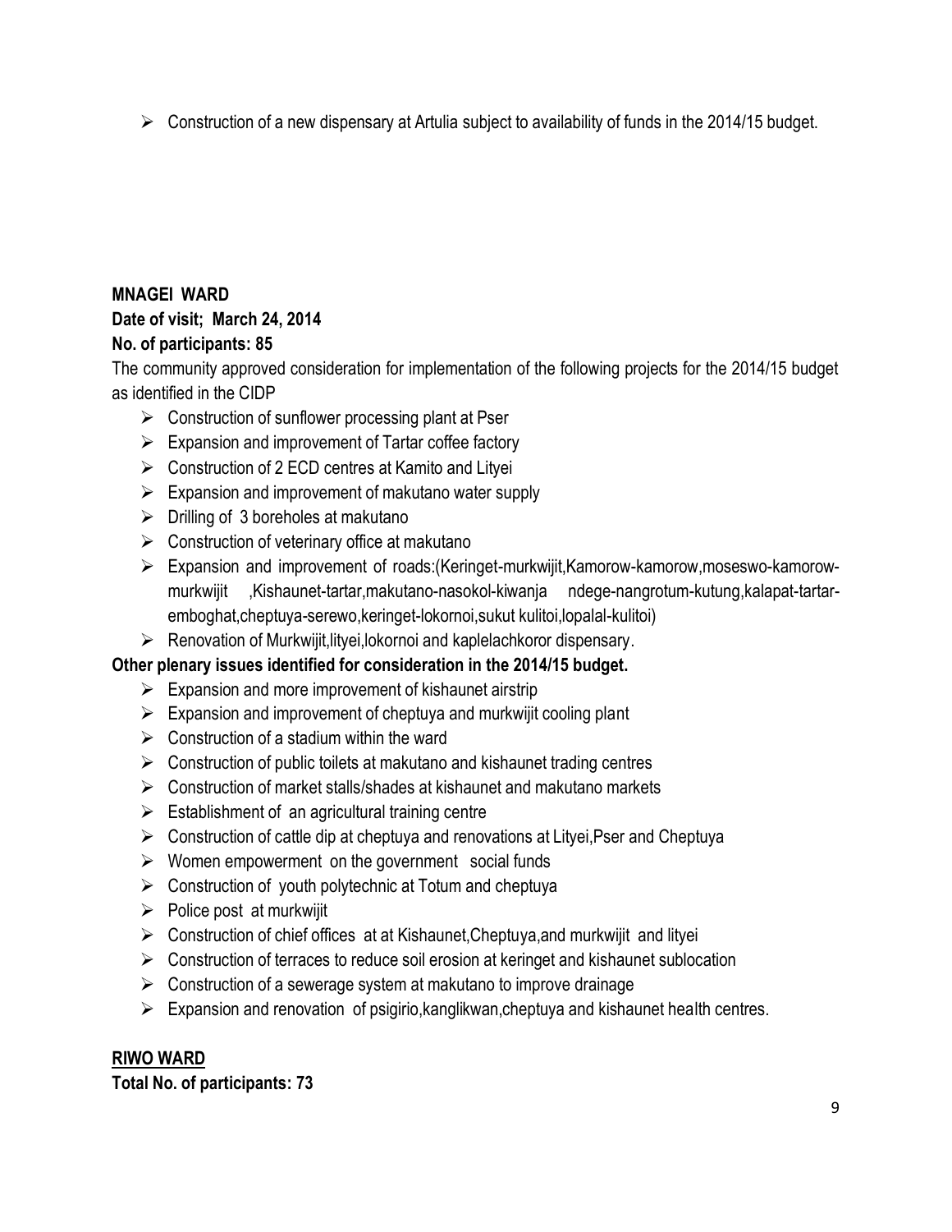- Construction of a new dispensary at Artulia subject to availability of funds in the 2014/15 budget.

**MNAGEI WARD**

**Date of visit; March 24, 2014**

**No. of participants: 85**

The community approved consideration for implementation of the following projects for the 2014/15 budget as identified in the CIDP

- Construction of sunflower processing plant at Pser
- Expansion and improvement of Tartar coffee factory
- Construction of 2 ECD centres at Kamito and Lityei
- Expansion and improvement of makutano water supply
- Drilling of 3 boreholes at makutano
- Construction of veterinary office at makutano
- Expansion and improvement of roads:(Keringet-murkwijit,Kamorow-kamorow,moseswo-kamorow-murkwijit ,Kishaunet-tartar,makutano-nasokol-kiwanja ndege-nangrotum-kutung,kalapat-tartar-emboghat,cheptuya-serewo,keringet-lokornoi,sukut kulitoi,lopalal-kulitoi)
- Renovation of Murkwijit,lityei,lokornoi and kaplelachkoror dispensary.

**Other plenary issues identified for consideration in the 2014/15 budget.**

- Expansion and more improvement of kishaunet airstrip
- Expansion and improvement of cheptuya and murkwijit cooling plant
- Construction of a stadium within the ward
- Construction of public toilets at makutano and kishaunet trading centres
- Construction of market stalls/shades at kishaunet and makutano markets
- Establishment of an agricultural training centre
- Construction of cattle dip at cheptuya and renovations at Lityei,Pser and Cheptuya
- Women empowerment on the government social funds
- Construction of youth polytechnic at Totum and cheptuya
- Police post at murkwijit
- Construction of chief offices at at Kishaunet,Cheptuya,and murkwijit and lityei
- Construction of terraces to reduce soil erosion at keringet and kishaunet sublocation
- Construction of a sewerage system at makutano to improve drainage
- Expansion and renovation of psigirio,kanglikwan,cheptuya and kishaunet health centres.

**RIWO WARD**

**Total No. of participants: 73**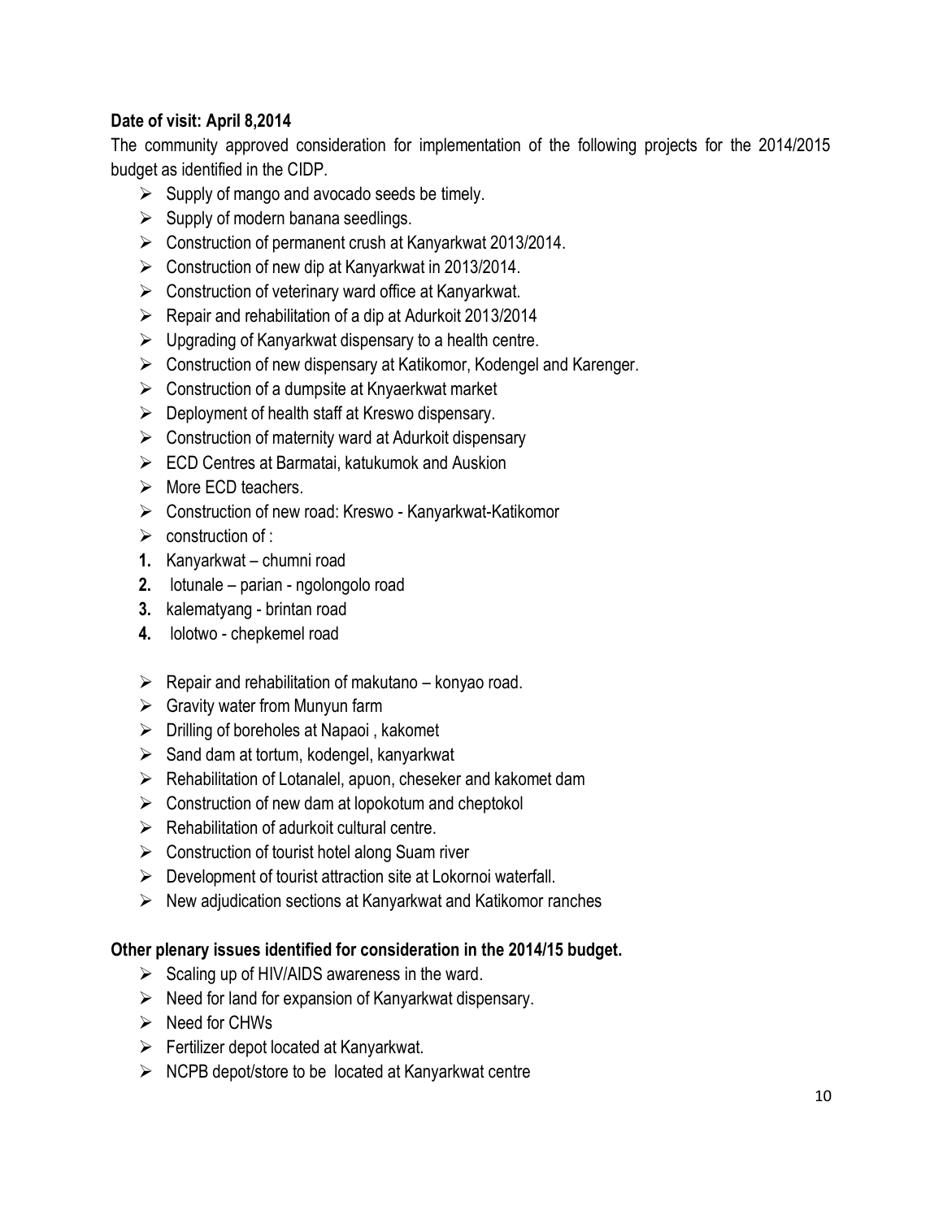**Date of visit: April 8,2014**

The community approved consideration for implementation of the following projects for the 2014/2015 budget as identified in the CIDP.

- Supply of mango and avocado seeds be timely.
- Supply of modern banana seedlings.
- Construction of permanent crush at Kanyarkwat 2013/2014.
- Construction of new dip at Kanyarkwat in 2013/2014.
- Construction of veterinary ward office at Kanyarkwat.
- Repair and rehabilitation of a dip at Adurkoit 2013/2014
- Upgrading of Kanyarkwat dispensary to a health centre.
- Construction of new dispensary at Katikomor, Kodengel and Karenger.
- Construction of a dumpsite at Knyaerkwat market
- Deployment of health staff at Kreswo dispensary.
- Construction of maternity ward at Adurkoit dispensary
- ECD Centres at Barmatai, katukumok and Auskion
- More ECD teachers.
- Construction of new road: Kreswo - Kanyarkwat-Katikomor
- construction of :

1. Kanyarkwat – chumni road
2. lotunale – parian - ngolongolo road
3. kalematyang - brintan road
4. lolotwo - chepkemel road

- Repair and rehabilitation of makutano – konyao road.
- Gravity water from Munyun farm
- Drilling of boreholes at Napaoi , kakomet
- Sand dam at tortum, kodengel, kanyarkwat
- Rehabilitation of Lotanalel, apuon, cheseker and kakomet dam
- Construction of new dam at lopokotum and cheptokol
- Rehabilitation of adurkoit cultural centre.
- Construction of tourist hotel along Suam river
- Development of tourist attraction site at Lokornoi waterfall.
- New adjudication sections at Kanyarkwat and Katikomor ranches

**Other plenary issues identified for consideration in the 2014/15 budget.**

- Scaling up of HIV/AIDS awareness in the ward.
- Need for land for expansion of Kanyarkwat dispensary.
- Need for CHWs
- Fertilizer depot located at Kanyarkwat.
- NCPB depot/store to be located at Kanyarkwat centre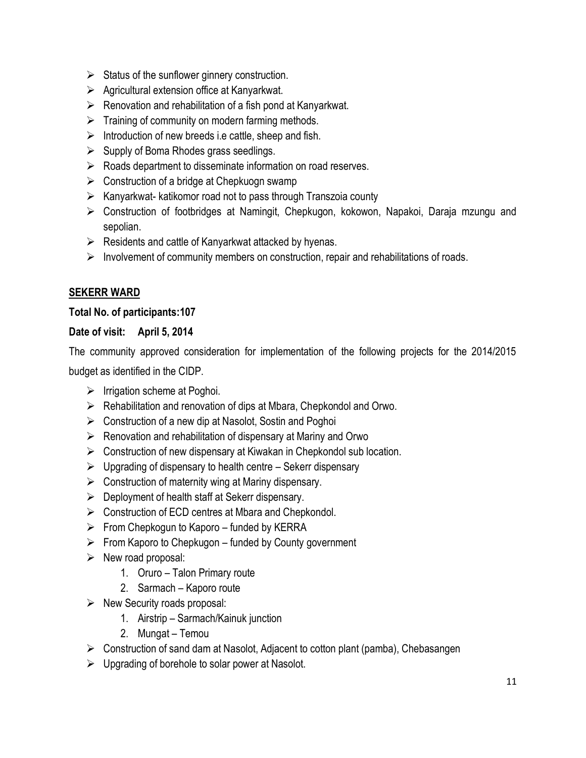- Status of the sunflower ginnery construction.
- Agricultural extension office at Kanyarkwat.
- Renovation and rehabilitation of a fish pond at Kanyarkwat.
- Training of community on modern farming methods.
- Introduction of new breeds i.e cattle, sheep and fish.
- Supply of Boma Rhodes grass seedlings.
- Roads department to disseminate information on road reserves.
- Construction of a bridge at Chepkuogn swamp
- Kanyarkwat- katikomor road not to pass through Transzoia county
- Construction of footbridges at Namingit, Chepkugon, kokowon, Napakoi, Daraja mzungu and sepolian.
- Residents and cattle of Kanyarkwat attacked by hyenas.
- Involvement of community members on construction, repair and rehabilitations of roads.

## SEKERR WARD

**Total No. of participants:107**

**Date of visit: April 5, 2014**

The community approved consideration for implementation of the following projects for the 2014/2015 budget as identified in the CIDP.

- Irrigation scheme at Poghoi.
- Rehabilitation and renovation of dips at Mbara, Chepkondol and Orwo.
- Construction of a new dip at Nasolot, Sostin and Poghoi
- Renovation and rehabilitation of dispensary at Mariny and Orwo
- Construction of new dispensary at Kiwakan in Chepkondol sub location.
- Upgrading of dispensary to health centre – Sekerr dispensary
- Construction of maternity wing at Mariny dispensary.
- Deployment of health staff at Sekerr dispensary.
- Construction of ECD centres at Mbara and Chepkondol.
- From Chepkogun to Kaporo – funded by KERRA
- From Kaporo to Chepkugon – funded by County government
- New road proposal:
    1. Oruro – Talon Primary route
    2. Sarmach – Kaporo route
- New Security roads proposal:
    1. Airstrip – Sarmach/Kainuk junction
    2. Mungat – Temou
- Construction of sand dam at Nasolot, Adjacent to cotton plant (pamba), Chebasangen
- Upgrading of borehole to solar power at Nasolot.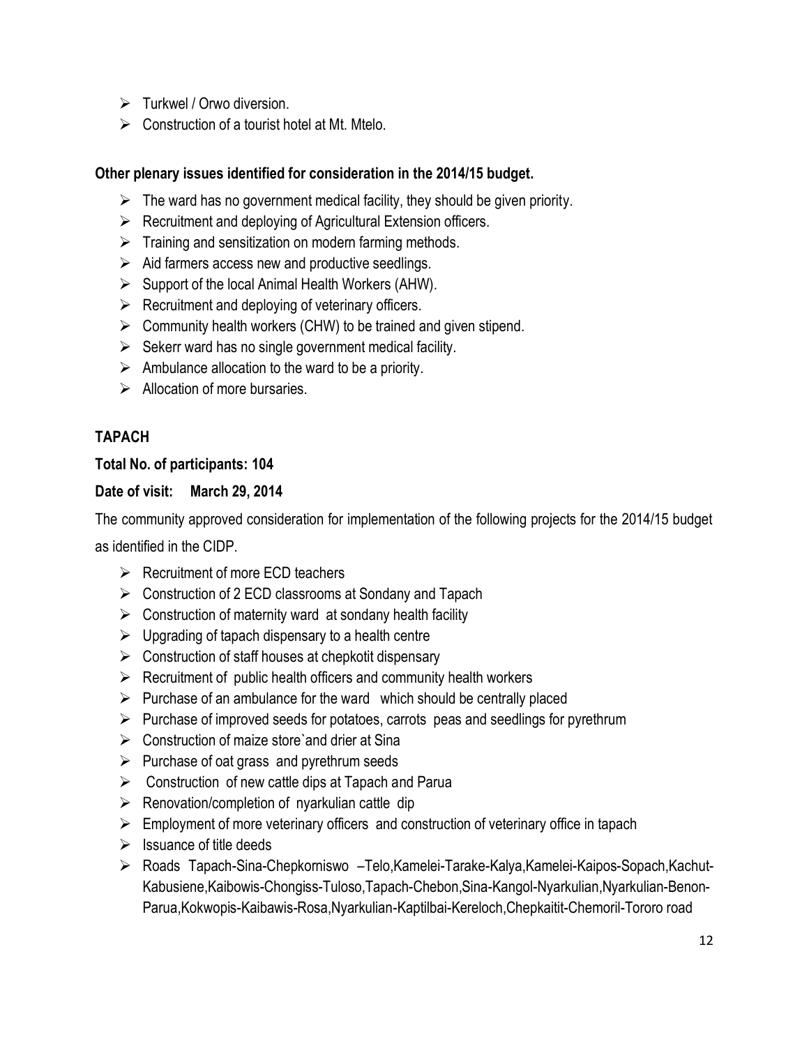- Turkwel / Orwo diversion.
- Construction of a tourist hotel at Mt. Mtelo.

**Other plenary issues identified for consideration in the 2014/15 budget.**

- The ward has no government medical facility, they should be given priority.
- Recruitment and deploying of Agricultural Extension officers.
- Training and sensitization on modern farming methods.
- Aid farmers access new and productive seedlings.
- Support of the local Animal Health Workers (AHW).
- Recruitment and deploying of veterinary officers.
- Community health workers (CHW) to be trained and given stipend.
- Sekerr ward has no single government medical facility.
- Ambulance allocation to the ward to be a priority.
- Allocation of more bursaries.

## TAPACH

**Total No. of participants: 104**

**Date of visit: March 29, 2014**

The community approved consideration for implementation of the following projects for the 2014/15 budget as identified in the CIDP.

- Recruitment of more ECD teachers
- Construction of 2 ECD classrooms at Sondany and Tapach
- Construction of maternity ward at sondany health facility
- Upgrading of tapach dispensary to a health centre
- Construction of staff houses at chepkotit dispensary
- Recruitment of public health officers and community health workers
- Purchase of an ambulance for the ward which should be centrally placed
- Purchase of improved seeds for potatoes, carrots peas and seedlings for pyrethrum
- Construction of maize store`and drier at Sina
- Purchase of oat grass and pyrethrum seeds
- Construction of new cattle dips at Tapach and Parua
- Renovation/completion of nyarkulian cattle dip
- Employment of more veterinary officers and construction of veterinary office in tapach
- Issuance of title deeds
- Roads Tapach-Sina-Chepkorniswo –Telo,Kamelei-Tarake-Kalya,Kamelei-Kaipos-Sopach,Kachut-Kabusiene,Kaibowis-Chongiss-Tuloso,Tapach-Chebon,Sina-Kangol-Nyarkulian,Nyarkulian-Benon-Parua,Kokwopis-Kaibawis-Rosa,Nyarkulian-Kaptilbai-Kereloch,Chepkaitit-Chemoril-Tororo road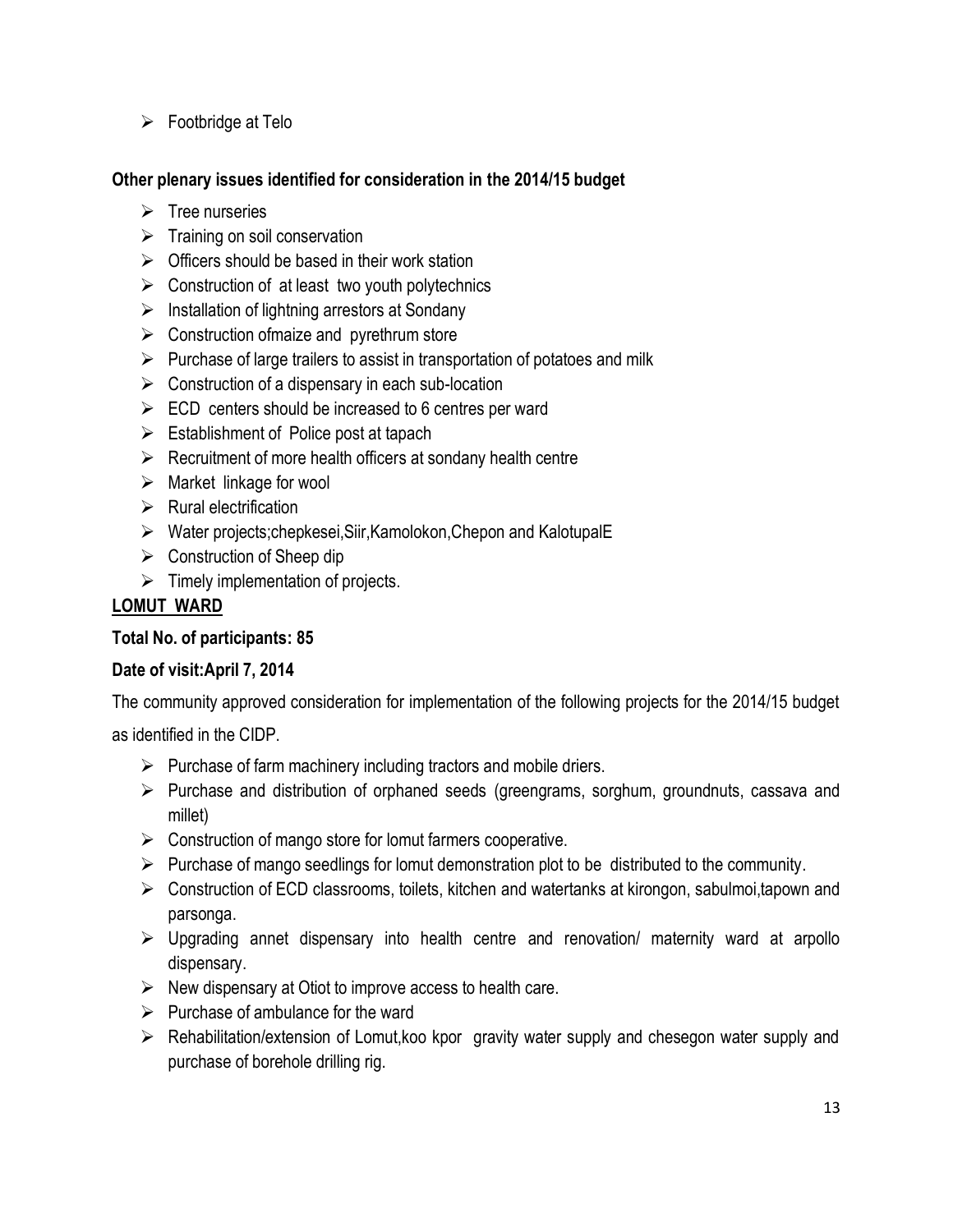- Footbridge at Telo

**Other plenary issues identified for consideration in the 2014/15 budget**

- Tree nurseries
- Training on soil conservation
- Officers should be based in their work station
- Construction of at least two youth polytechnics
- Installation of lightning arrestors at Sondany
- Construction ofmaize and pyrethrum store
- Purchase of large trailers to assist in transportation of potatoes and milk
- Construction of a dispensary in each sub-location
- ECD centers should be increased to 6 centres per ward
- Establishment of Police post at tapach
- Recruitment of more health officers at sondany health centre
- Market linkage for wool
- Rural electrification
- Water projects;chepkesei,Siir,Kamolokon,Chepon and KalotupalE
- Construction of Sheep dip
- Timely implementation of projects.

**<u>LOMUT WARD</u>**

**Total No. of participants: 85**

**Date of visit:April 7, 2014**

The community approved consideration for implementation of the following projects for the 2014/15 budget as identified in the CIDP.

- Purchase of farm machinery including tractors and mobile driers.
- Purchase and distribution of orphaned seeds (greengrams, sorghum, groundnuts, cassava and millet)
- Construction of mango store for lomut farmers cooperative.
- Purchase of mango seedlings for lomut demonstration plot to be distributed to the community.
- Construction of ECD classrooms, toilets, kitchen and watertanks at kirongon, sabulmoi,tapown and parsonga.
- Upgrading annet dispensary into health centre and renovation/ maternity ward at arpollo dispensary.
- New dispensary at Otiot to improve access to health care.
- Purchase of ambulance for the ward
- Rehabilitation/extension of Lomut,koo kpor gravity water supply and chesegon water supply and purchase of borehole drilling rig.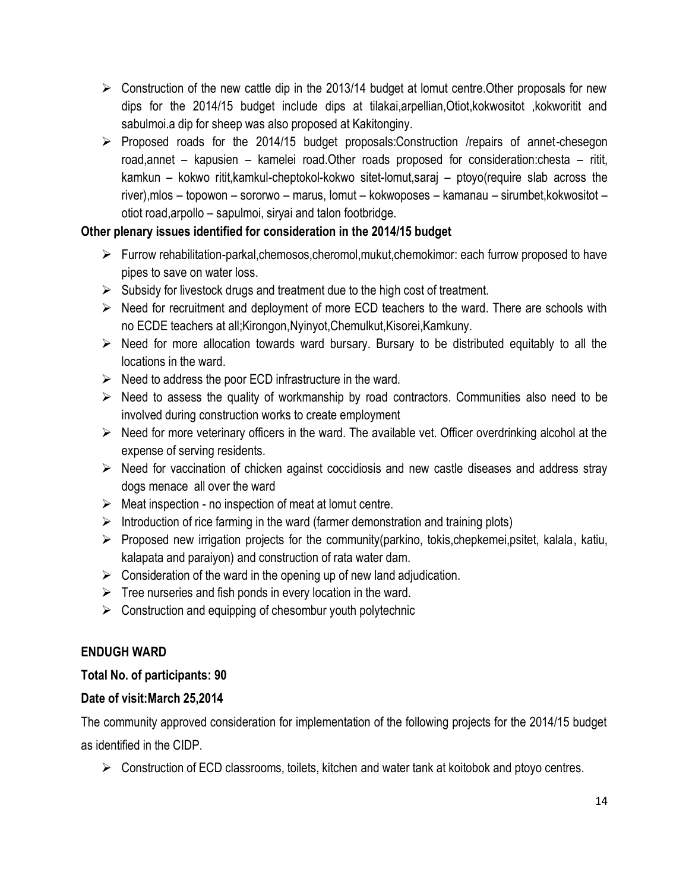- Construction of the new cattle dip in the 2013/14 budget at lomut centre.Other proposals for new dips for the 2014/15 budget include dips at tilakai,arpellian,Otiot,kokwositot ,kokworitit and sabulmoi.a dip for sheep was also proposed at Kakitonginy.
- Proposed roads for the 2014/15 budget proposals:Construction /repairs of annet-chesegon road,annet – kapusien – kamelei road.Other roads proposed for consideration:chesta – ritit, kamkun – kokwo ritit,kamkul-cheptokol-kokwo sitet-lomut,saraj – ptoyo(require slab across the river),mlos – topowon – sororwo – marus, lomut – kokwoposes – kamanau – sirumbet,kokwositot – otiot road,arpollo – sapulmoi, siryai and talon footbridge.

**Other plenary issues identified for consideration in the 2014/15 budget**

- Furrow rehabilitation-parkal,chemosos,cheromol,mukut,chemokimor: each furrow proposed to have pipes to save on water loss.
- Subsidy for livestock drugs and treatment due to the high cost of treatment.
- Need for recruitment and deployment of more ECD teachers to the ward. There are schools with no ECDE teachers at all;Kirongon,Nyinyot,Chemulkut,Kisorei,Kamkuny.
- Need for more allocation towards ward bursary. Bursary to be distributed equitably to all the locations in the ward.
- Need to address the poor ECD infrastructure in the ward.
- Need to assess the quality of workmanship by road contractors. Communities also need to be involved during construction works to create employment
- Need for more veterinary officers in the ward. The available vet. Officer overdrinking alcohol at the expense of serving residents.
- Need for vaccination of chicken against coccidiosis and new castle diseases and address stray dogs menace all over the ward
- Meat inspection - no inspection of meat at lomut centre.
- Introduction of rice farming in the ward (farmer demonstration and training plots)
- Proposed new irrigation projects for the community(parkino, tokis,chepkemei,psitet, kalala, katiu, kalapata and paraiyon) and construction of rata water dam.
- Consideration of the ward in the opening up of new land adjudication.
- Tree nurseries and fish ponds in every location in the ward.
- Construction and equipping of chesombur youth polytechnic

**ENDUGH WARD**

**Total No. of participants: 90**

**Date of visit:March 25,2014**

The community approved consideration for implementation of the following projects for the 2014/15 budget as identified in the CIDP.

- Construction of ECD classrooms, toilets, kitchen and water tank at koitobok and ptoyo centres.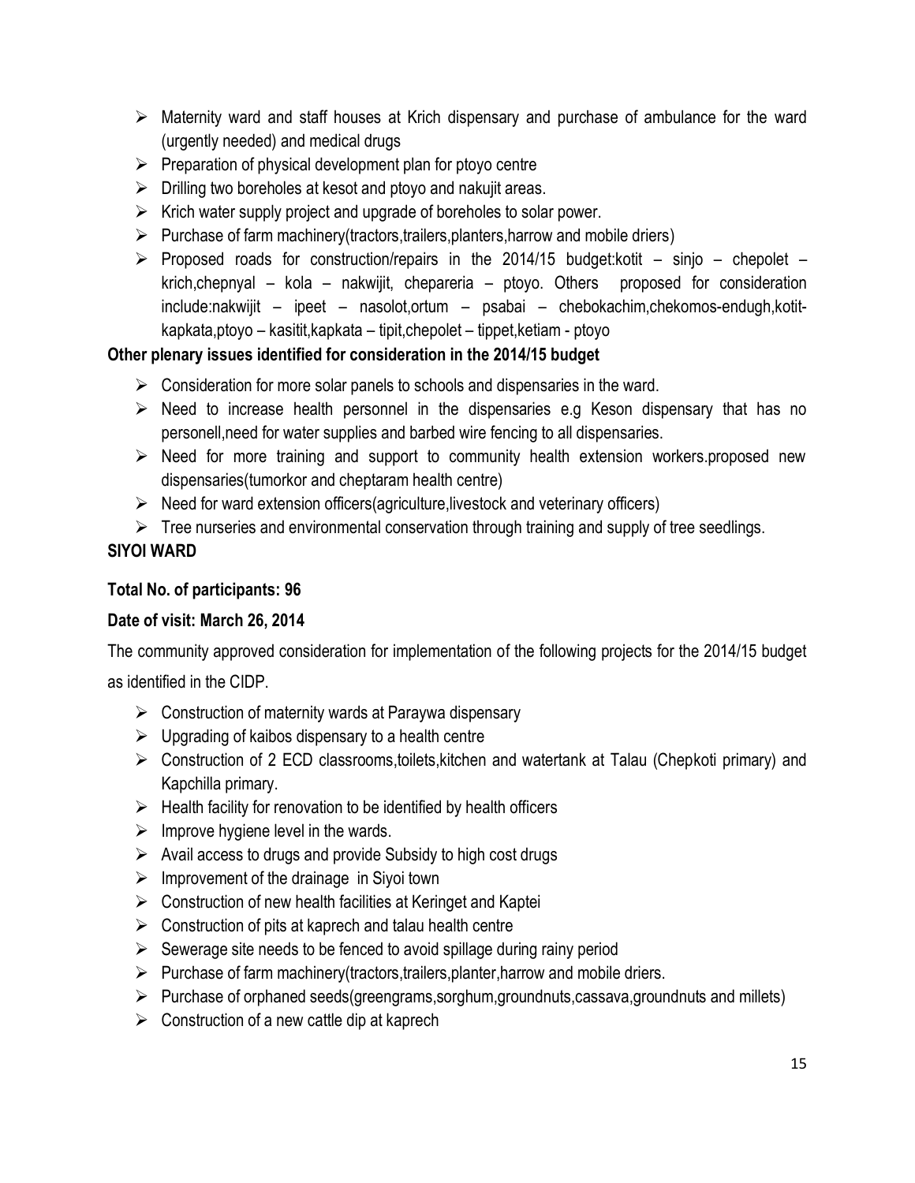- Maternity ward and staff houses at Krich dispensary and purchase of ambulance for the ward (urgently needed) and medical drugs
- Preparation of physical development plan for ptoyo centre
- Drilling two boreholes at kesot and ptoyo and nakujit areas.
- Krich water supply project and upgrade of boreholes to solar power.
- Purchase of farm machinery(tractors,trailers,planters,harrow and mobile driers)
- Proposed roads for construction/repairs in the 2014/15 budget:kotit – sinjo – chepolet – krich,chepnyal – kola – nakwijit, chepareria – ptoyo. Others proposed for consideration include:nakwijit – ipeet – nasolot,ortum – psabai – chebokachim,chekomos-endugh,kotit-kapkata,ptoyo – kasitit,kapkata – tipit,chepolet – tippet,ketiam - ptoyo

**Other plenary issues identified for consideration in the 2014/15 budget**

- Consideration for more solar panels to schools and dispensaries in the ward.
- Need to increase health personnel in the dispensaries e.g Keson dispensary that has no personell,need for water supplies and barbed wire fencing to all dispensaries.
- Need for more training and support to community health extension workers.proposed new dispensaries(tumorkor and cheptaram health centre)
- Need for ward extension officers(agriculture,livestock and veterinary officers)
- Tree nurseries and environmental conservation through training and supply of tree seedlings.

**SIYOI WARD**

**Total No. of participants: 96**

**Date of visit: March 26, 2014**

The community approved consideration for implementation of the following projects for the 2014/15 budget as identified in the CIDP.

- Construction of maternity wards at Paraywa dispensary
- Upgrading of kaibos dispensary to a health centre
- Construction of 2 ECD classrooms,toilets,kitchen and watertank at Talau (Chepkoti primary) and Kapchilla primary.
- Health facility for renovation to be identified by health officers
- Improve hygiene level in the wards.
- Avail access to drugs and provide Subsidy to high cost drugs
- Improvement of the drainage in Siyoi town
- Construction of new health facilities at Keringet and Kaptei
- Construction of pits at kaprech and talau health centre
- Sewerage site needs to be fenced to avoid spillage during rainy period
- Purchase of farm machinery(tractors,trailers,planter,harrow and mobile driers.
- Purchase of orphaned seeds(greengrams,sorghum,groundnuts,cassava,groundnuts and millets)
- Construction of a new cattle dip at kaprech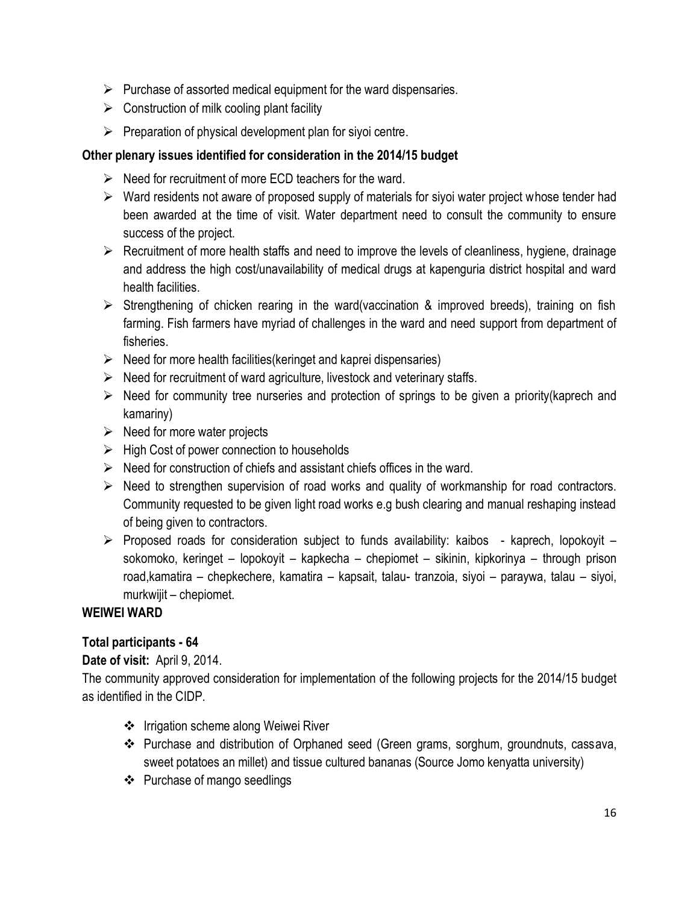- Purchase of assorted medical equipment for the ward dispensaries.
- Construction of milk cooling plant facility
- Preparation of physical development plan for siyoi centre.

**Other plenary issues identified for consideration in the 2014/15 budget**

- Need for recruitment of more ECD teachers for the ward.
- Ward residents not aware of proposed supply of materials for siyoi water project whose tender had been awarded at the time of visit. Water department need to consult the community to ensure success of the project.
- Recruitment of more health staffs and need to improve the levels of cleanliness, hygiene, drainage and address the high cost/unavailability of medical drugs at kapenguria district hospital and ward health facilities.
- Strengthening of chicken rearing in the ward(vaccination & improved breeds), training on fish farming. Fish farmers have myriad of challenges in the ward and need support from department of fisheries.
- Need for more health facilities(keringet and kaprei dispensaries)
- Need for recruitment of ward agriculture, livestock and veterinary staffs.
- Need for community tree nurseries and protection of springs to be given a priority(kaprech and kamariny)
- Need for more water projects
- High Cost of power connection to households
- Need for construction of chiefs and assistant chiefs offices in the ward.
- Need to strengthen supervision of road works and quality of workmanship for road contractors. Community requested to be given light road works e.g bush clearing and manual reshaping instead of being given to contractors.
- Proposed roads for consideration subject to funds availability: kaibos - kaprech, lopokoyit – sokomoko, keringet – lopokoyit – kapkecha – chepiomet – sikinin, kipkorinya – through prison road,kamatira – chepkechere, kamatira – kapsait, talau- tranzoia, siyoi – paraywa, talau – siyoi, murkwijit – chepiomet.

**WEIWEI WARD**

**Total participants - 64**

**Date of visit:** April 9, 2014.

The community approved consideration for implementation of the following projects for the 2014/15 budget as identified in the CIDP.

- Irrigation scheme along Weiwei River
- Purchase and distribution of Orphaned seed (Green grams, sorghum, groundnuts, cassava, sweet potatoes an millet) and tissue cultured bananas (Source Jomo kenyatta university)
- Purchase of mango seedlings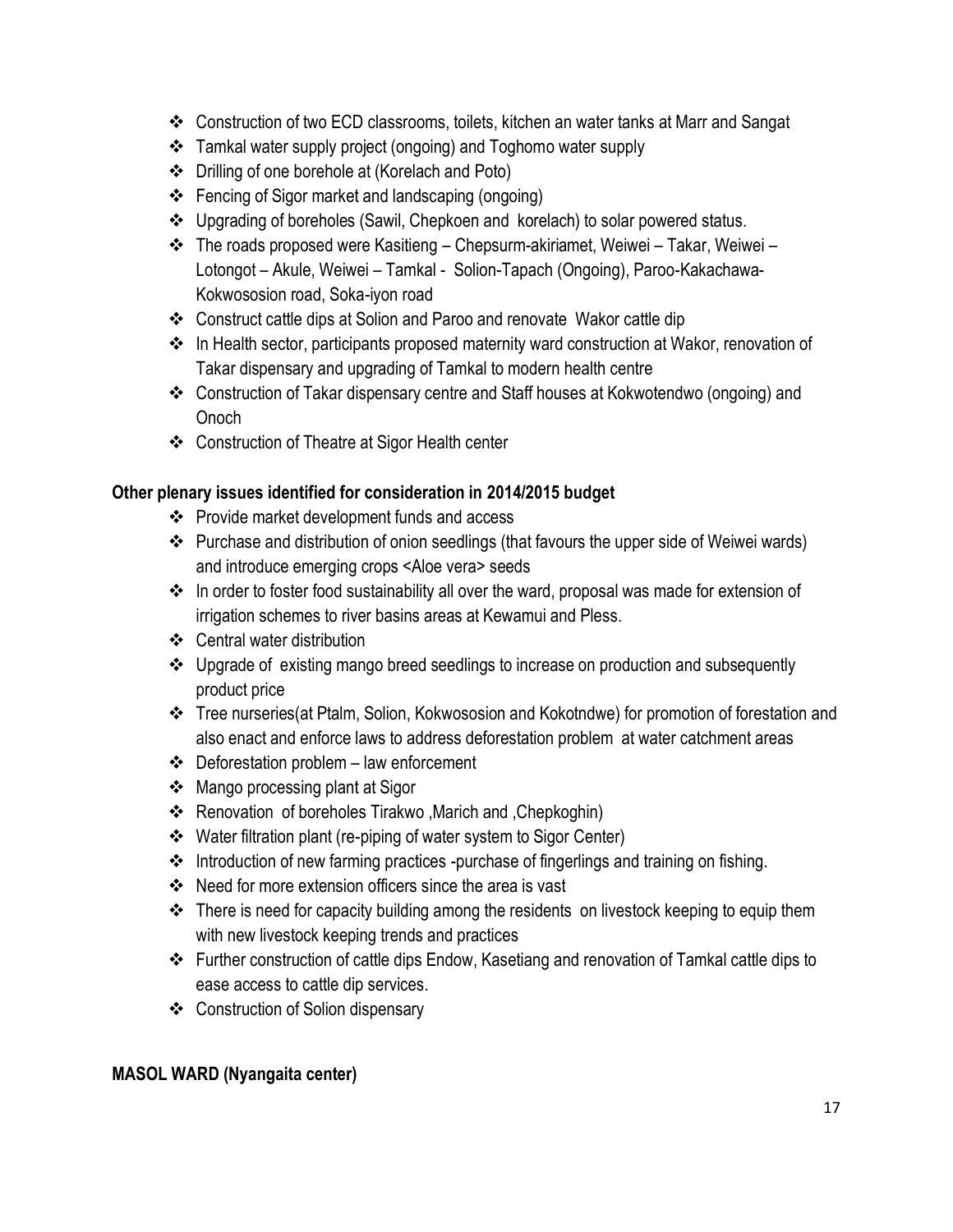- Construction of two ECD classrooms, toilets, kitchen an water tanks at Marr and Sangat
- Tamkal water supply project (ongoing) and Toghomo water supply
- Drilling of one borehole at (Korelach and Poto)
- Fencing of Sigor market and landscaping (ongoing)
- Upgrading of boreholes (Sawil, Chepkoen and korelach) to solar powered status.
- The roads proposed were Kasitieng – Chepsurm-akiriamet, Weiwei – Takar, Weiwei – Lotongot – Akule, Weiwei – Tamkal - Solion-Tapach (Ongoing), Paroo-Kakachawa-Kokwososion road, Soka-iyon road
- Construct cattle dips at Solion and Paroo and renovate Wakor cattle dip
- In Health sector, participants proposed maternity ward construction at Wakor, renovation of Takar dispensary and upgrading of Tamkal to modern health centre
- Construction of Takar dispensary centre and Staff houses at Kokwotendwo (ongoing) and Onoch
- Construction of Theatre at Sigor Health center

**Other plenary issues identified for consideration in 2014/2015 budget**

- Provide market development funds and access
- Purchase and distribution of onion seedlings (that favours the upper side of Weiwei wards) and introduce emerging crops <Aloe vera> seeds
- In order to foster food sustainability all over the ward, proposal was made for extension of irrigation schemes to river basins areas at Kewamui and Pless.
- Central water distribution
- Upgrade of existing mango breed seedlings to increase on production and subsequently product price
- Tree nurseries(at Ptalm, Solion, Kokwososion and Kokotndwe) for promotion of forestation and also enact and enforce laws to address deforestation problem at water catchment areas
- Deforestation problem – law enforcement
- Mango processing plant at Sigor
- Renovation of boreholes Tirakwo ,Marich and ,Chepkoghin)
- Water filtration plant (re-piping of water system to Sigor Center)
- Introduction of new farming practices -purchase of fingerlings and training on fishing.
- Need for more extension officers since the area is vast
- There is need for capacity building among the residents on livestock keeping to equip them with new livestock keeping trends and practices
- Further construction of cattle dips Endow, Kasetiang and renovation of Tamkal cattle dips to ease access to cattle dip services.
- Construction of Solion dispensary

**MASOL WARD (Nyangaita center)**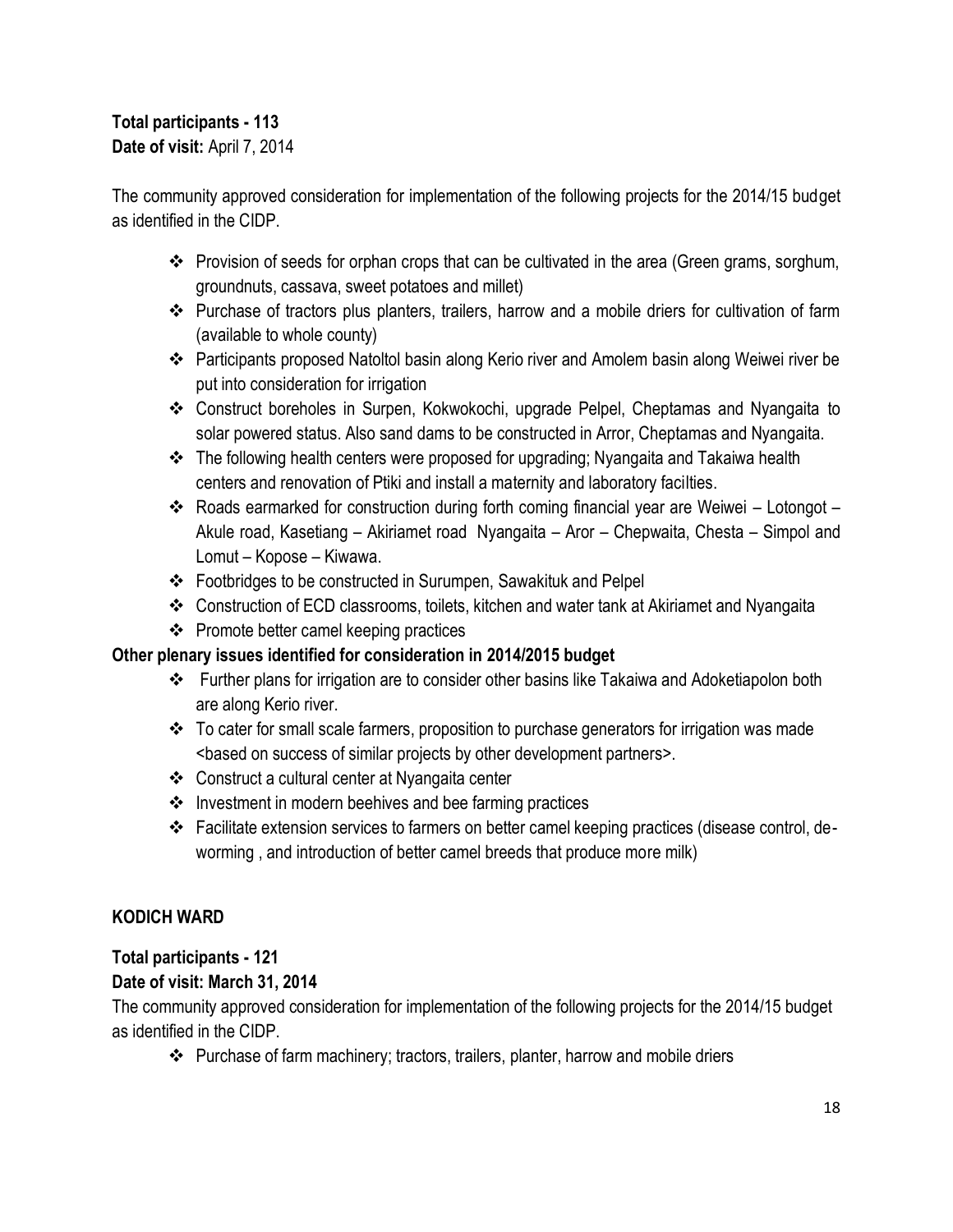**Total participants - 113**
**Date of visit:** April 7, 2014

The community approved consideration for implementation of the following projects for the 2014/15 budget as identified in the CIDP.

- Provision of seeds for orphan crops that can be cultivated in the area (Green grams, sorghum, groundnuts, cassava, sweet potatoes and millet)
- Purchase of tractors plus planters, trailers, harrow and a mobile driers for cultivation of farm (available to whole county)
- Participants proposed Natoltol basin along Kerio river and Amolem basin along Weiwei river be put into consideration for irrigation
- Construct boreholes in Surpen, Kokwokochi, upgrade Pelpel, Cheptamas and Nyangaita to solar powered status. Also sand dams to be constructed in Arror, Cheptamas and Nyangaita.
- The following health centers were proposed for upgrading; Nyangaita and Takaiwa health centers and renovation of Ptiki and install a maternity and laboratory facilties.
- Roads earmarked for construction during forth coming financial year are Weiwei – Lotongot – Akule road, Kasetiang – Akiriamet road Nyangaita – Aror – Chepwaita, Chesta – Simpol and Lomut – Kopose – Kiwawa.
- Footbridges to be constructed in Surumpen, Sawakituk and Pelpel
- Construction of ECD classrooms, toilets, kitchen and water tank at Akiriamet and Nyangaita
- Promote better camel keeping practices

**Other plenary issues identified for consideration in 2014/2015 budget**

- Further plans for irrigation are to consider other basins like Takaiwa and Adoketiapolon both are along Kerio river.
- To cater for small scale farmers, proposition to purchase generators for irrigation was made <based on success of similar projects by other development partners>.
- Construct a cultural center at Nyangaita center
- Investment in modern beehives and bee farming practices
- Facilitate extension services to farmers on better camel keeping practices (disease control, de-worming , and introduction of better camel breeds that produce more milk)

**KODICH WARD**

**Total participants - 121**
**Date of visit: March 31, 2014**

The community approved consideration for implementation of the following projects for the 2014/15 budget as identified in the CIDP.

- Purchase of farm machinery; tractors, trailers, planter, harrow and mobile driers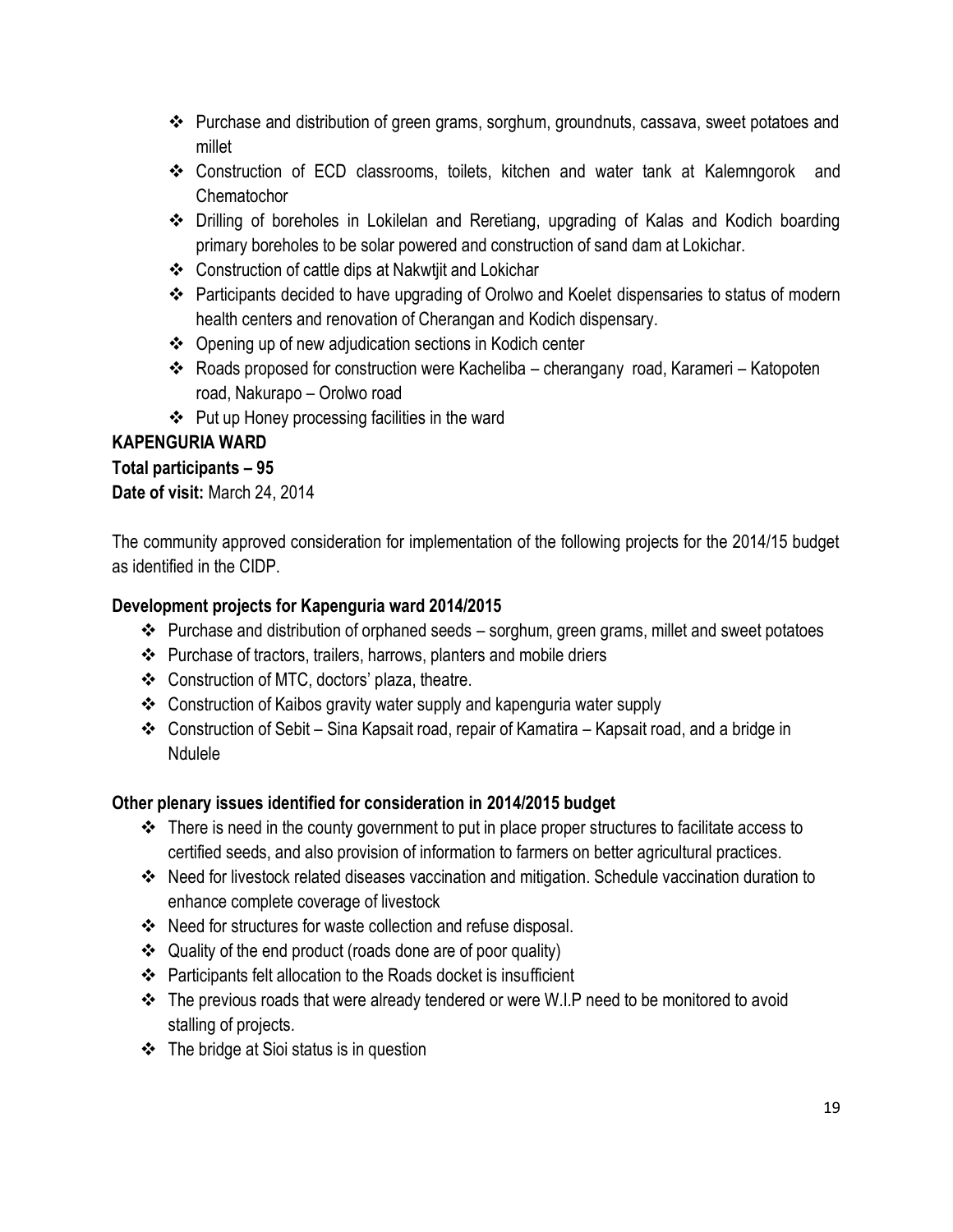- Purchase and distribution of green grams, sorghum, groundnuts, cassava, sweet potatoes and millet
- Construction of ECD classrooms, toilets, kitchen and water tank at Kalemngorok and Chematochor
- Drilling of boreholes in Lokilelan and Reretiang, upgrading of Kalas and Kodich boarding primary boreholes to be solar powered and construction of sand dam at Lokichar.
- Construction of cattle dips at Nakwtjit and Lokichar
- Participants decided to have upgrading of Orolwo and Koelet dispensaries to status of modern health centers and renovation of Cherangan and Kodich dispensary.
- Opening up of new adjudication sections in Kodich center
- Roads proposed for construction were Kacheliba – cherangany road, Karameri – Katopoten road, Nakurapo – Orolwo road
- Put up Honey processing facilities in the ward

**KAPENGURIA WARD**

**Total participants – 95**

**Date of visit:** March 24, 2014

The community approved consideration for implementation of the following projects for the 2014/15 budget as identified in the CIDP.

### Development projects for Kapenguria ward 2014/2015

- Purchase and distribution of orphaned seeds – sorghum, green grams, millet and sweet potatoes
- Purchase of tractors, trailers, harrows, planters and mobile driers
- Construction of MTC, doctors' plaza, theatre.
- Construction of Kaibos gravity water supply and kapenguria water supply
- Construction of Sebit – Sina Kapsait road, repair of Kamatira – Kapsait road, and a bridge in Ndulele

### Other plenary issues identified for consideration in 2014/2015 budget

- There is need in the county government to put in place proper structures to facilitate access to certified seeds, and also provision of information to farmers on better agricultural practices.
- Need for livestock related diseases vaccination and mitigation. Schedule vaccination duration to enhance complete coverage of livestock
- Need for structures for waste collection and refuse disposal.
- Quality of the end product (roads done are of poor quality)
- Participants felt allocation to the Roads docket is insufficient
- The previous roads that were already tendered or were W.I.P need to be monitored to avoid stalling of projects.
- The bridge at Sioi status is in question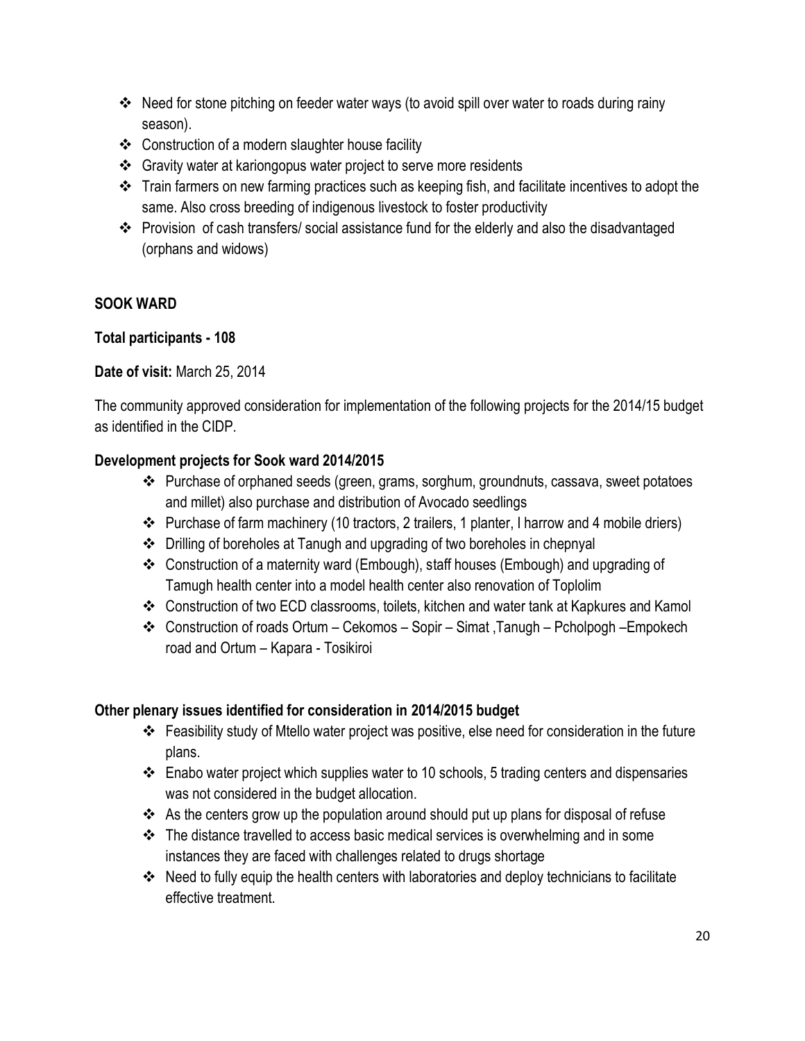- Need for stone pitching on feeder water ways (to avoid spill over water to roads during rainy season).
- Construction of a modern slaughter house facility
- Gravity water at kariongopus water project to serve more residents
- Train farmers on new farming practices such as keeping fish, and facilitate incentives to adopt the same. Also cross breeding of indigenous livestock to foster productivity
- Provision of cash transfers/ social assistance fund for the elderly and also the disadvantaged (orphans and widows)

## SOOK WARD

**Total participants - 108**

**Date of visit:** March 25, 2014

The community approved consideration for implementation of the following projects for the 2014/15 budget as identified in the CIDP.

### Development projects for Sook ward 2014/2015

- Purchase of orphaned seeds (green, grams, sorghum, groundnuts, cassava, sweet potatoes and millet) also purchase and distribution of Avocado seedlings
- Purchase of farm machinery (10 tractors, 2 trailers, 1 planter, I harrow and 4 mobile driers)
- Drilling of boreholes at Tanugh and upgrading of two boreholes in chepnyal
- Construction of a maternity ward (Embough), staff houses (Embough) and upgrading of Tamugh health center into a model health center also renovation of Toplolim
- Construction of two ECD classrooms, toilets, kitchen and water tank at Kapkures and Kamol
- Construction of roads Ortum – Cekomos – Sopir – Simat ,Tanugh – Pcholpogh –Empokech road and Ortum – Kapara - Tosikiroi

### Other plenary issues identified for consideration in 2014/2015 budget

- Feasibility study of Mtello water project was positive, else need for consideration in the future plans.
- Enabo water project which supplies water to 10 schools, 5 trading centers and dispensaries was not considered in the budget allocation.
- As the centers grow up the population around should put up plans for disposal of refuse
- The distance travelled to access basic medical services is overwhelming and in some instances they are faced with challenges related to drugs shortage
- Need to fully equip the health centers with laboratories and deploy technicians to facilitate effective treatment.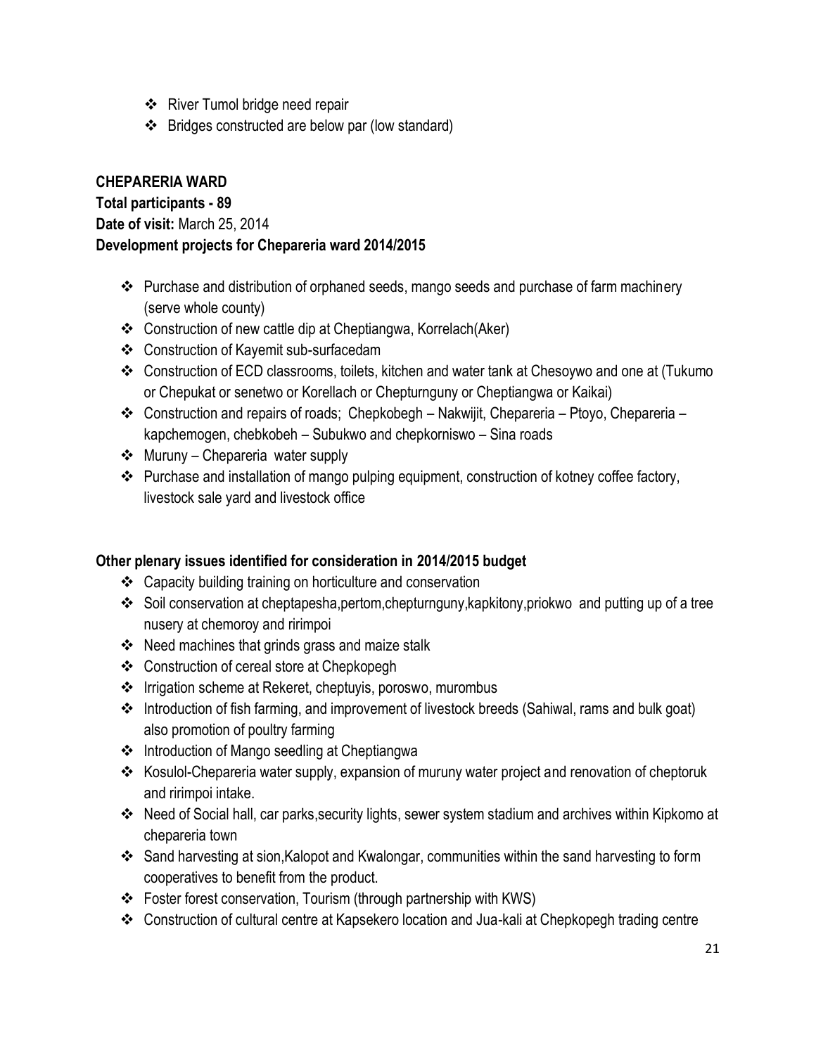- River Tumol bridge need repair
- Bridges constructed are below par (low standard)

**CHEPARERIA WARD**

**Total participants - 89**

**Date of visit:** March 25, 2014

**Development projects for Chepareria ward 2014/2015**

- Purchase and distribution of orphaned seeds, mango seeds and purchase of farm machinery (serve whole county)
- Construction of new cattle dip at Cheptiangwa, Korrelach(Aker)
- Construction of Kayemit sub-surfacedam
- Construction of ECD classrooms, toilets, kitchen and water tank at Chesoywo and one at (Tukumo or Chepukat or senetwo or Korellach or Chepturnguny or Cheptiangwa or Kaikai)
- Construction and repairs of roads; Chepkobegh – Nakwijit, Chepareria – Ptoyo, Chepareria – kapchemogen, chebkobeh – Subukwo and chepkorniswo – Sina roads
- Muruny – Chepareria water supply
- Purchase and installation of mango pulping equipment, construction of kotney coffee factory, livestock sale yard and livestock office

**Other plenary issues identified for consideration in 2014/2015 budget**

- Capacity building training on horticulture and conservation
- Soil conservation at cheptapesha,pertom,chepturnguny,kapkitony,priokwo and putting up of a tree nusery at chemoroy and ririmpoi
- Need machines that grinds grass and maize stalk
- Construction of cereal store at Chepkopegh
- Irrigation scheme at Rekeret, cheptuyis, poroswo, murombus
- Introduction of fish farming, and improvement of livestock breeds (Sahiwal, rams and bulk goat) also promotion of poultry farming
- Introduction of Mango seedling at Cheptiangwa
- Kosulol-Chepareria water supply, expansion of muruny water project and renovation of cheptoruk and ririmpoi intake.
- Need of Social hall, car parks,security lights, sewer system stadium and archives within Kipkomo at chepareria town
- Sand harvesting at sion,Kalopot and Kwalongar, communities within the sand harvesting to form cooperatives to benefit from the product.
- Foster forest conservation, Tourism (through partnership with KWS)
- Construction of cultural centre at Kapsekero location and Jua-kali at Chepkopegh trading centre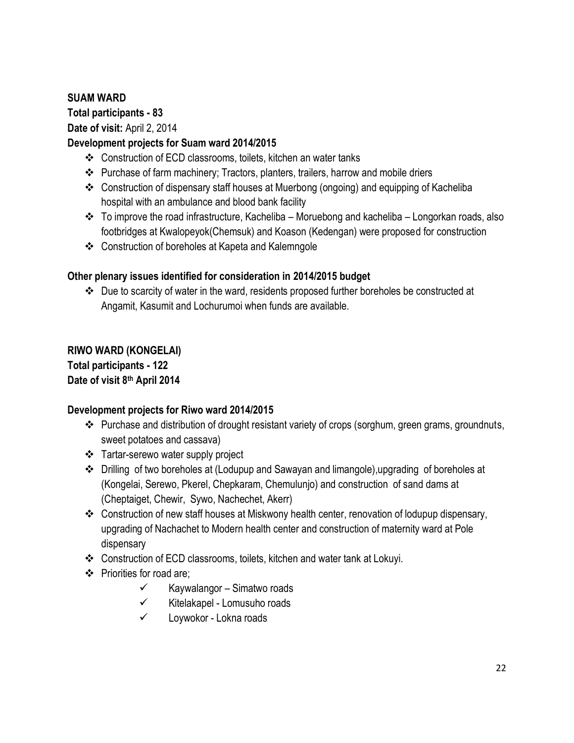**SUAM WARD**

**Total participants - 83**

**Date of visit:** April 2, 2014

**Development projects for Suam ward 2014/2015**

- Construction of ECD classrooms, toilets, kitchen an water tanks
- Purchase of farm machinery; Tractors, planters, trailers, harrow and mobile driers
- Construction of dispensary staff houses at Muerbong (ongoing) and equipping of Kacheliba hospital with an ambulance and blood bank facility
- To improve the road infrastructure, Kacheliba – Moruebong and kacheliba – Longorkan roads, also footbridges at Kwalopeyok(Chemsuk) and Koason (Kedengan) were proposed for construction
- Construction of boreholes at Kapeta and Kalemngole

**Other plenary issues identified for consideration in 2014/2015 budget**

- Due to scarcity of water in the ward, residents proposed further boreholes be constructed at Angamit, Kasumit and Lochurumoi when funds are available.

**RIWO WARD (KONGELAI)**

**Total participants - 122**

**Date of visit 8th April 2014**

**Development projects for Riwo ward 2014/2015**

- Purchase and distribution of drought resistant variety of crops (sorghum, green grams, groundnuts, sweet potatoes and cassava)
- Tartar-serewo water supply project
- Drilling of two boreholes at (Lodupup and Sawayan and limangole),upgrading of boreholes at (Kongelai, Serewo, Pkerel, Chepkaram, Chemulunjo) and construction of sand dams at (Cheptaiget, Chewir, Sywo, Nachechet, Akerr)
- Construction of new staff houses at Miskwony health center, renovation of lodupup dispensary, upgrading of Nachachet to Modern health center and construction of maternity ward at Pole dispensary
- Construction of ECD classrooms, toilets, kitchen and water tank at Lokuyi.
- Priorities for road are;
    - ✓ Kaywalangor – Simatwo roads
    - ✓ Kitelakapel - Lomusuho roads
    - ✓ Loywokor - Lokna roads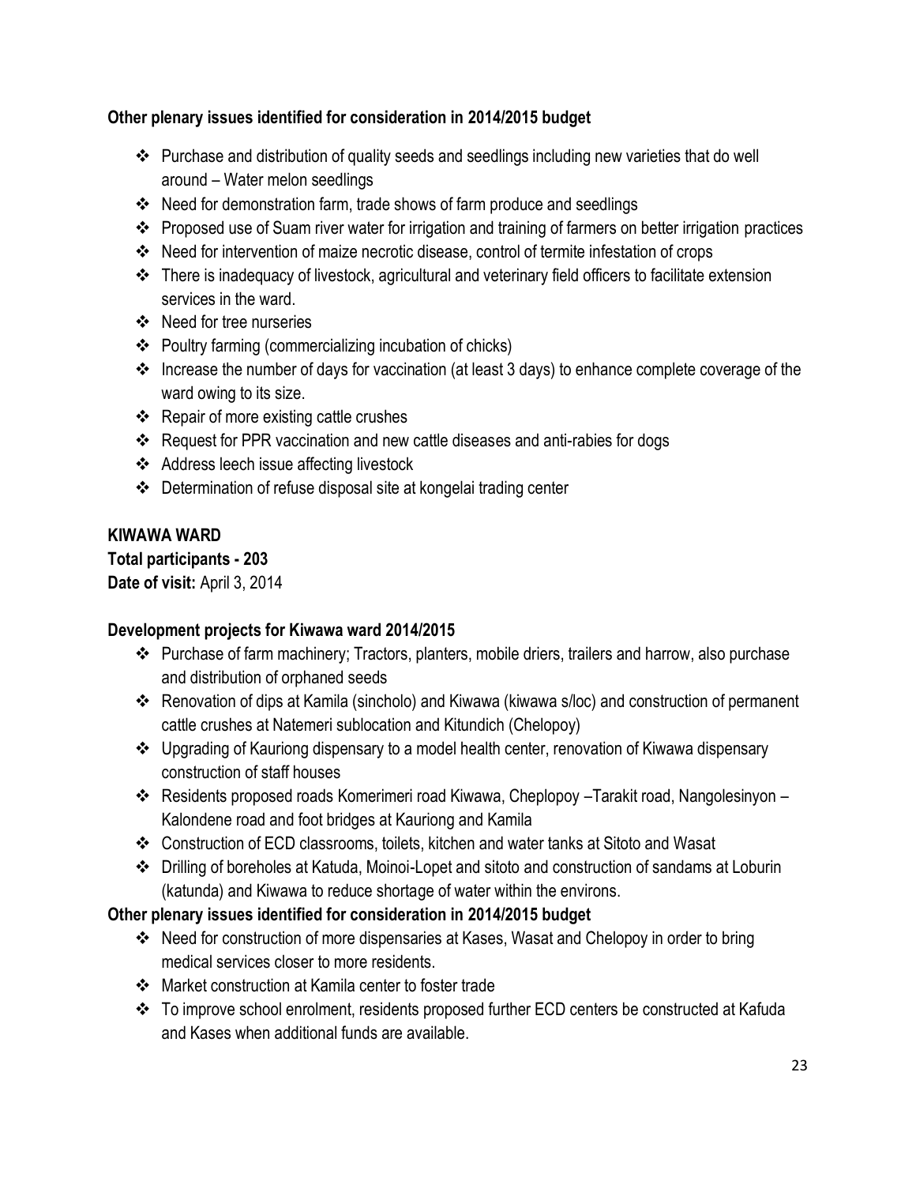**Other plenary issues identified for consideration in 2014/2015 budget**

- Purchase and distribution of quality seeds and seedlings including new varieties that do well around – Water melon seedlings
- Need for demonstration farm, trade shows of farm produce and seedlings
- Proposed use of Suam river water for irrigation and training of farmers on better irrigation practices
- Need for intervention of maize necrotic disease, control of termite infestation of crops
- There is inadequacy of livestock, agricultural and veterinary field officers to facilitate extension services in the ward.
- Need for tree nurseries
- Poultry farming (commercializing incubation of chicks)
- Increase the number of days for vaccination (at least 3 days) to enhance complete coverage of the ward owing to its size.
- Repair of more existing cattle crushes
- Request for PPR vaccination and new cattle diseases and anti-rabies for dogs
- Address leech issue affecting livestock
- Determination of refuse disposal site at kongelai trading center

**KIWAWA WARD**

**Total participants - 203**

**Date of visit:** April 3, 2014

**Development projects for Kiwawa ward 2014/2015**

- Purchase of farm machinery; Tractors, planters, mobile driers, trailers and harrow, also purchase and distribution of orphaned seeds
- Renovation of dips at Kamila (sincholo) and Kiwawa (kiwawa s/loc) and construction of permanent cattle crushes at Natemeri sublocation and Kitundich (Chelopoy)
- Upgrading of Kauriong dispensary to a model health center, renovation of Kiwawa dispensary construction of staff houses
- Residents proposed roads Komerimeri road Kiwawa, Cheplopoy –Tarakit road, Nangolesinyon – Kalondene road and foot bridges at Kauriong and Kamila
- Construction of ECD classrooms, toilets, kitchen and water tanks at Sitoto and Wasat
- Drilling of boreholes at Katuda, Moinoi-Lopet and sitoto and construction of sandams at Loburin (katunda) and Kiwawa to reduce shortage of water within the environs.

**Other plenary issues identified for consideration in 2014/2015 budget**

- Need for construction of more dispensaries at Kases, Wasat and Chelopoy in order to bring medical services closer to more residents.
- Market construction at Kamila center to foster trade
- To improve school enrolment, residents proposed further ECD centers be constructed at Kafuda and Kases when additional funds are available.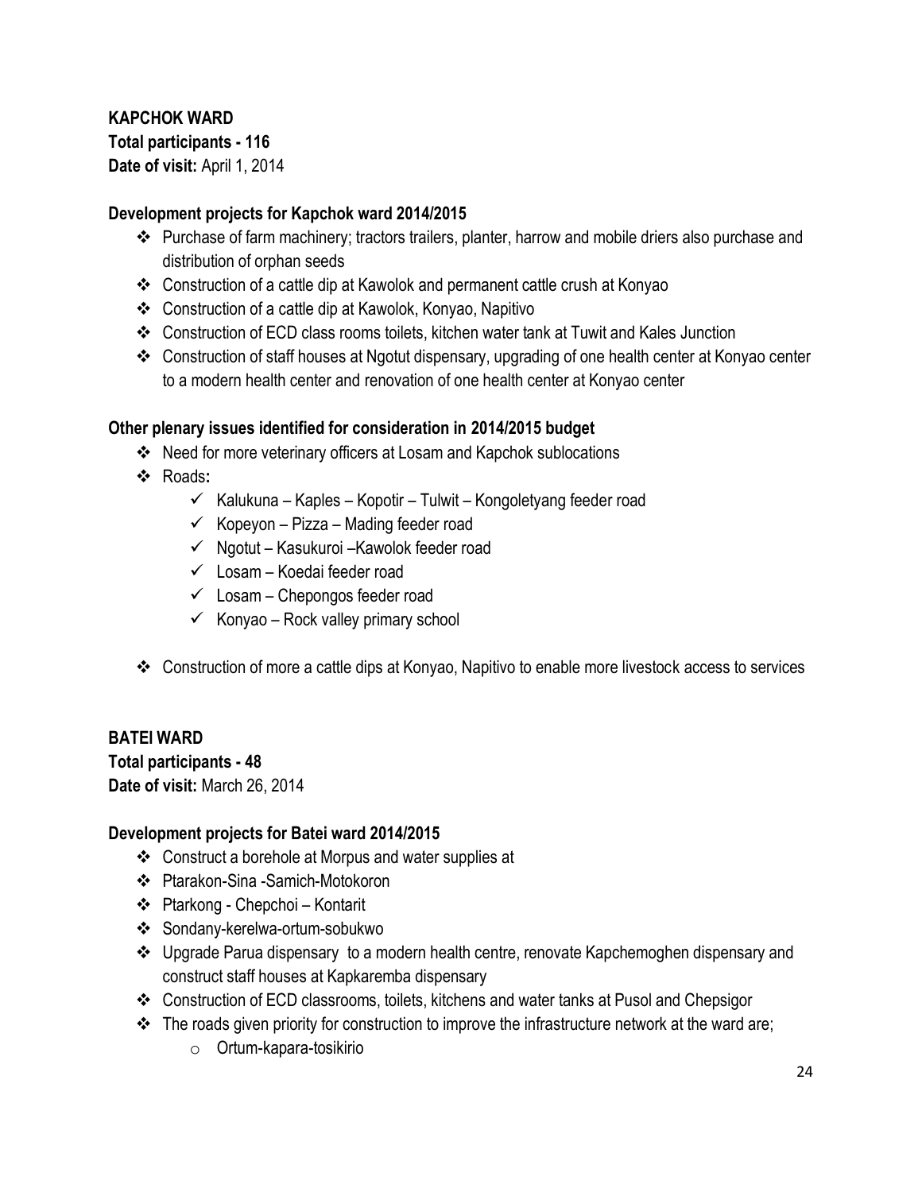**KAPCHOK WARD**

**Total participants - 116**

**Date of visit:** April 1, 2014

**Development projects for Kapchok ward 2014/2015**

- Purchase of farm machinery; tractors trailers, planter, harrow and mobile driers also purchase and distribution of orphan seeds
- Construction of a cattle dip at Kawolok and permanent cattle crush at Konyao
- Construction of a cattle dip at Kawolok, Konyao, Napitivo
- Construction of ECD class rooms toilets, kitchen water tank at Tuwit and Kales Junction
- Construction of staff houses at Ngotut dispensary, upgrading of one health center at Konyao center to a modern health center and renovation of one health center at Konyao center

**Other plenary issues identified for consideration in 2014/2015 budget**

- Need for more veterinary officers at Losam and Kapchok sublocations
- Roads**:**
  - Kalukuna – Kaples – Kopotir – Tulwit – Kongoletyang feeder road
  - Kopeyon – Pizza – Mading feeder road
  - Ngotut – Kasukuroi –Kawolok feeder road
  - Losam – Koedai feeder road
  - Losam – Chepongos feeder road
  - Konyao – Rock valley primary school
- Construction of more a cattle dips at Konyao, Napitivo to enable more livestock access to services

**BATEI WARD**

**Total participants - 48**

**Date of visit:** March 26, 2014

**Development projects for Batei ward 2014/2015**

- Construct a borehole at Morpus and water supplies at
- Ptarakon-Sina -Samich-Motokoron
- Ptarkong - Chepchoi – Kontarit
- Sondany-kerelwa-ortum-sobukwo
- Upgrade Parua dispensary to a modern health centre, renovate Kapchemoghen dispensary and construct staff houses at Kapkaremba dispensary
- Construction of ECD classrooms, toilets, kitchens and water tanks at Pusol and Chepsigor
- The roads given priority for construction to improve the infrastructure network at the ward are;
  - Ortum-kapara-tosikirio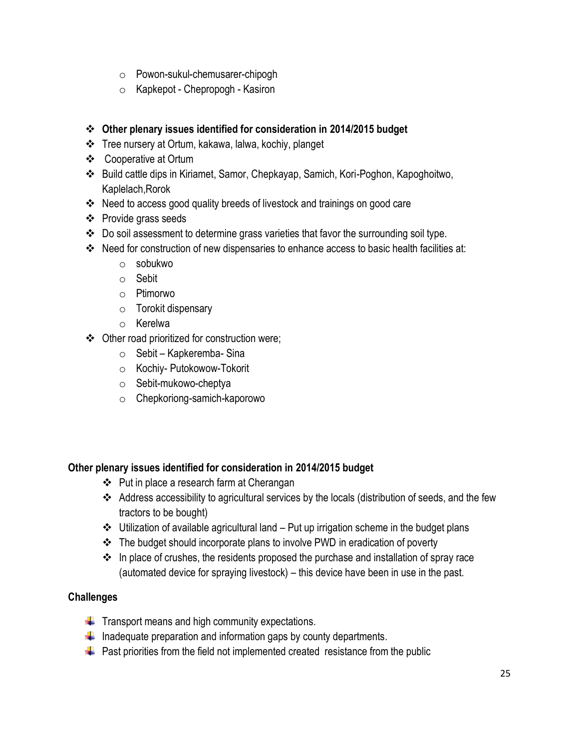- Powon-sukul-chemusarer-chipogh
- Kapkepot - Chepropogh - Kasiron

- **Other plenary issues identified for consideration in 2014/2015 budget**
- Tree nursery at Ortum, kakawa, lalwa, kochiy, planget
- Cooperative at Ortum
- Build cattle dips in Kiriamet, Samor, Chepkayap, Samich, Kori-Poghon, Kapoghoitwo, Kaplelach,Rorok
- Need to access good quality breeds of livestock and trainings on good care
- Provide grass seeds
- Do soil assessment to determine grass varieties that favor the surrounding soil type.
- Need for construction of new dispensaries to enhance access to basic health facilities at:
  - sobukwo
  - Sebit
  - Ptimorwo
  - Torokit dispensary
  - Kerelwa
- Other road prioritized for construction were;
  - Sebit – Kapkeremba- Sina
  - Kochiy- Putokowow-Tokorit
  - Sebit-mukowo-cheptya
  - Chepkoriong-samich-kaporowo

**Other plenary issues identified for consideration in 2014/2015 budget**

- Put in place a research farm at Cherangan
- Address accessibility to agricultural services by the locals (distribution of seeds, and the few tractors to be bought)
- Utilization of available agricultural land – Put up irrigation scheme in the budget plans
- The budget should incorporate plans to involve PWD in eradication of poverty
- In place of crushes, the residents proposed the purchase and installation of spray race (automated device for spraying livestock) – this device have been in use in the past.

**Challenges**

- Transport means and high community expectations.
- Inadequate preparation and information gaps by county departments.
- Past priorities from the field not implemented created resistance from the public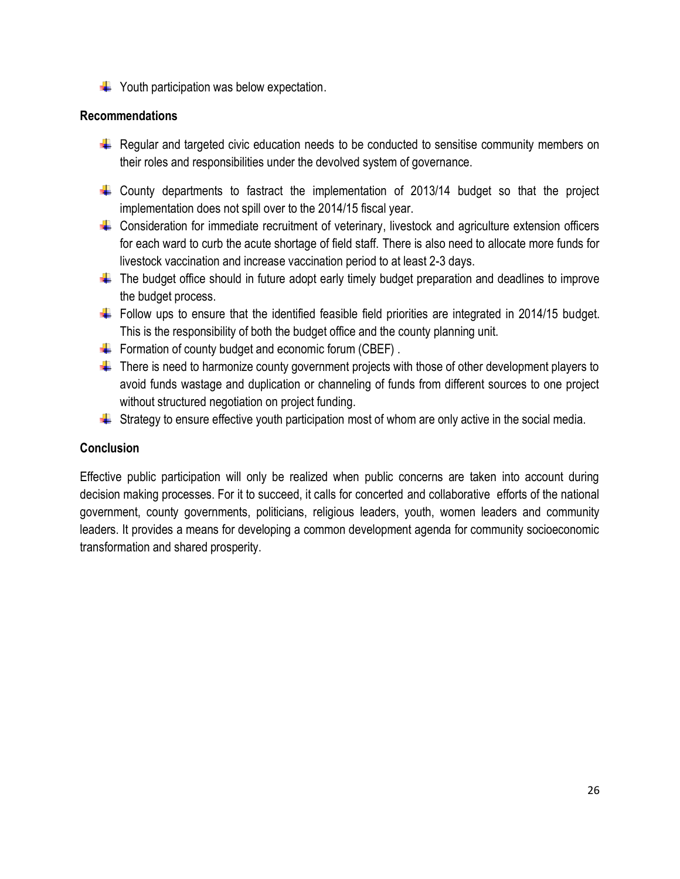- Youth participation was below expectation.

**Recommendations**

- Regular and targeted civic education needs to be conducted to sensitise community members on their roles and responsibilities under the devolved system of governance.
- County departments to fastract the implementation of 2013/14 budget so that the project implementation does not spill over to the 2014/15 fiscal year.
- Consideration for immediate recruitment of veterinary, livestock and agriculture extension officers for each ward to curb the acute shortage of field staff. There is also need to allocate more funds for livestock vaccination and increase vaccination period to at least 2-3 days.
- The budget office should in future adopt early timely budget preparation and deadlines to improve the budget process.
- Follow ups to ensure that the identified feasible field priorities are integrated in 2014/15 budget. This is the responsibility of both the budget office and the county planning unit.
- Formation of county budget and economic forum (CBEF) .
- There is need to harmonize county government projects with those of other development players to avoid funds wastage and duplication or channeling of funds from different sources to one project without structured negotiation on project funding.
- Strategy to ensure effective youth participation most of whom are only active in the social media.

**Conclusion**

Effective public participation will only be realized when public concerns are taken into account during decision making processes. For it to succeed, it calls for concerted and collaborative efforts of the national government, county governments, politicians, religious leaders, youth, women leaders and community leaders. It provides a means for developing a common development agenda for community socioeconomic transformation and shared prosperity.